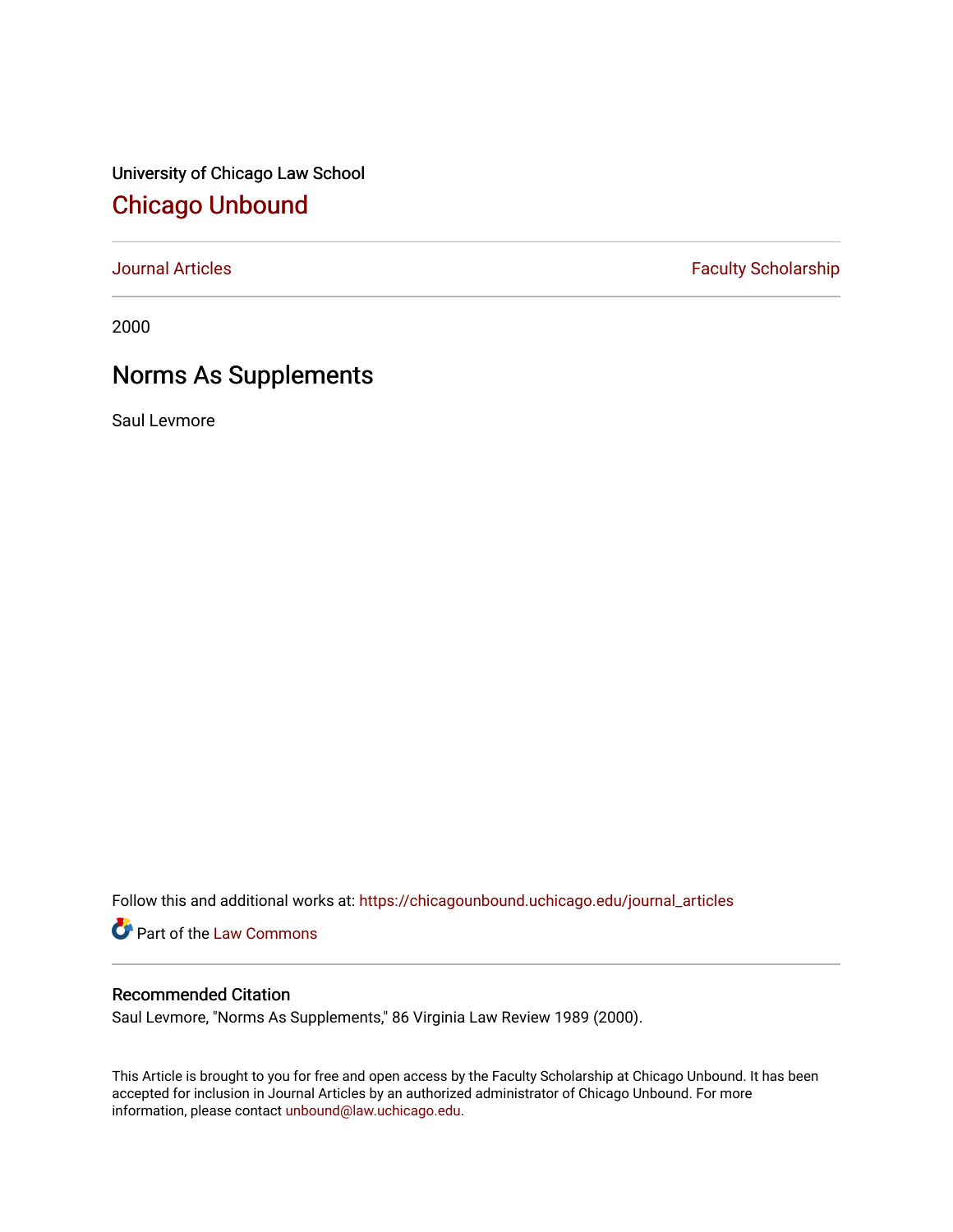University of Chicago Law School

# Chicago Unbound

Journal Articles | Faculty Scholarship

2000

## Norms As Supplements

Saul Levmore

Follow this and additional works at: https://chicagounbound.uchicago.edu/journal_articles

Part of the Law Commons

### Recommended Citation

Saul Levmore, "Norms As Supplements," 86 Virginia Law Review 1989 (2000).

This Article is brought to you for free and open access by the Faculty Scholarship at Chicago Unbound. It has been accepted for inclusion in Journal Articles by an authorized administrator of Chicago Unbound. For more information, please contact unbound@law.uchicago.edu.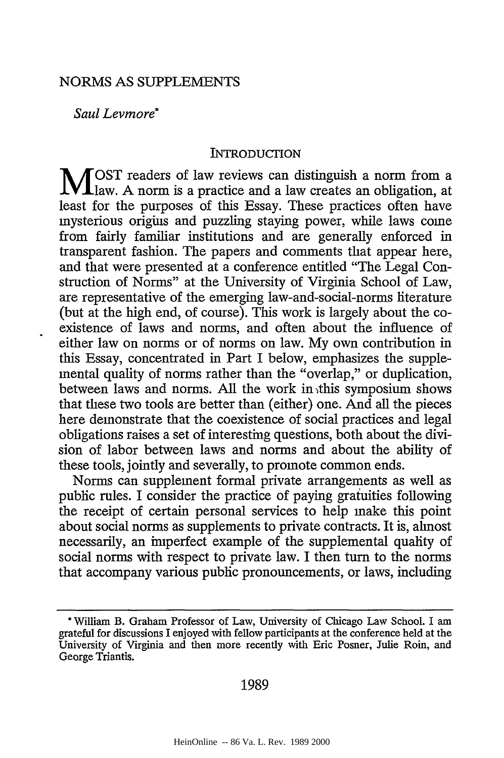# NORMS AS SUPPLEMENTS

*Saul Levmore*[*]

## INTRODUCTION

MOST readers of law reviews can distinguish a norm from a law. A norm is a practice and a law creates an obligation, at least for the purposes of this Essay. These practices often have mysterious origins and puzzling staying power, while laws come from fairly familiar institutions and are generally enforced in transparent fashion. The papers and comments that appear here, and that were presented at a conference entitled "The Legal Construction of Norms" at the University of Virginia School of Law, are representative of the emerging law-and-social-norms literature (but at the high end, of course). This work is largely about the coexistence of laws and norms, and often about the influence of either law on norms or of norms on law. My own contribution in this Essay, concentrated in Part I below, emphasizes the supplemental quality of norms rather than the "overlap," or duplication, between laws and norms. All the work in this symposium shows that these two tools are better than (either) one. And all the pieces here demonstrate that the coexistence of social practices and legal obligations raises a set of interesting questions, both about the division of labor between laws and norms and about the ability of these tools, jointly and severally, to promote common ends.

Norms can supplement formal private arrangements as well as public rules. I consider the practice of paying gratuities following the receipt of certain personal services to help make this point about social norms as supplements to private contracts. It is, almost necessarily, an imperfect example of the supplemental quality of social norms with respect to private law. I then turn to the norms that accompany various public pronouncements, or laws, including

---

[*] William B. Graham Professor of Law, University of Chicago Law School. I am grateful for discussions I enjoyed with fellow participants at the conference held at the University of Virginia and then more recently with Eric Posner, Julie Roin, and George Triantis.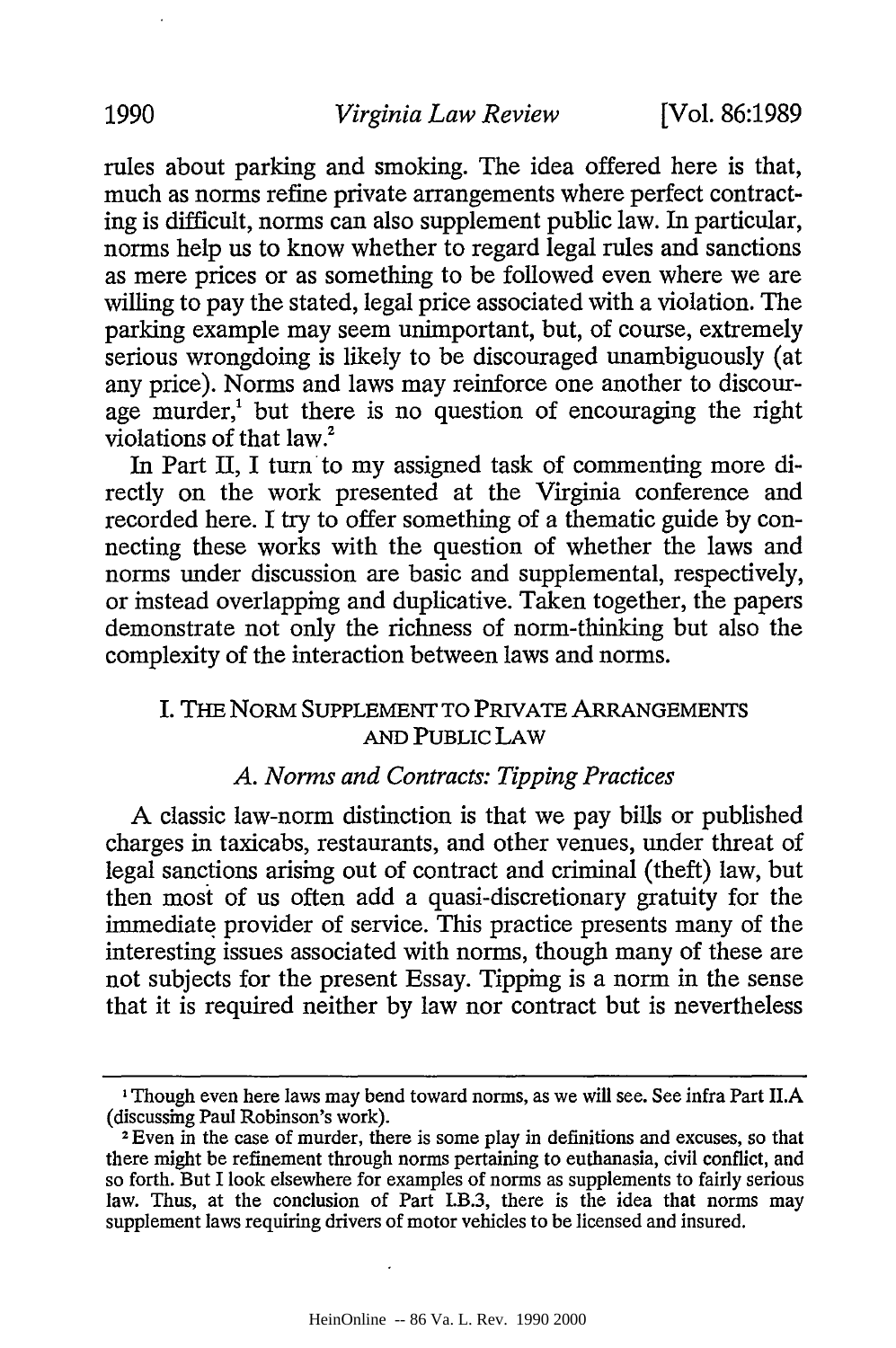rules about parking and smoking. The idea offered here is that, much as norms refine private arrangements where perfect contracting is difficult, norms can also supplement public law. In particular, norms help us to know whether to regard legal rules and sanctions as mere prices or as something to be followed even where we are willing to pay the stated, legal price associated with a violation. The parking example may seem unimportant, but, of course, extremely serious wrongdoing is likely to be discouraged unambiguously (at any price). Norms and laws may reinforce one another to discourage murder,[1] but there is no question of encouraging the right violations of that law.[2]

In Part II, I turn to my assigned task of commenting more directly on the work presented at the Virginia conference and recorded here. I try to offer something of a thematic guide by connecting these works with the question of whether the laws and norms under discussion are basic and supplemental, respectively, or instead overlapping and duplicative. Taken together, the papers demonstrate not only the richness of norm-thinking but also the complexity of the interaction between laws and norms.

## I. THE NORM SUPPLEMENT TO PRIVATE ARRANGEMENTS AND PUBLIC LAW

### *A. Norms and Contracts: Tipping Practices*

A classic law-norm distinction is that we pay bills or published charges in taxicabs, restaurants, and other venues, under threat of legal sanctions arising out of contract and criminal (theft) law, but then most of us often add a quasi-discretionary gratuity for the immediate provider of service. This practice presents many of the interesting issues associated with norms, though many of these are not subjects for the present Essay. Tipping is a norm in the sense that it is required neither by law nor contract but is nevertheless

---

[1] Though even here laws may bend toward norms, as we will see. See infra Part II.A (discussing Paul Robinson's work).

[2] Even in the case of murder, there is some play in definitions and excuses, so that there might be refinement through norms pertaining to euthanasia, civil conflict, and so forth. But I look elsewhere for examples of norms as supplements to fairly serious law. Thus, at the conclusion of Part I.B.3, there is the idea that norms may supplement laws requiring drivers of motor vehicles to be licensed and insured.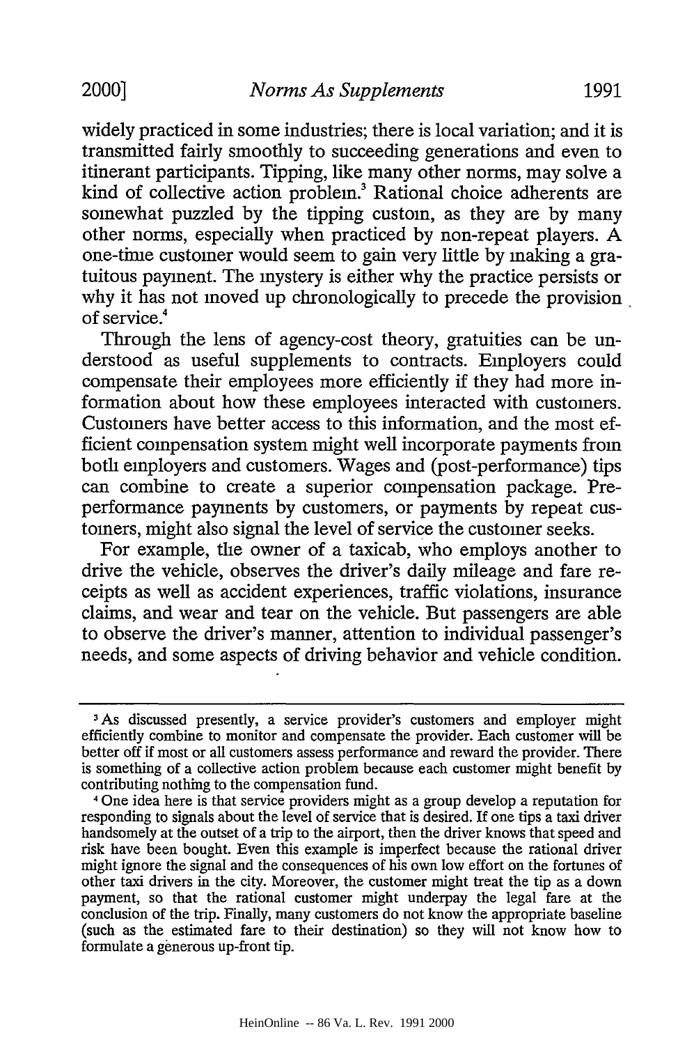widely practiced in some industries; there is local variation; and it is transmitted fairly smoothly to succeeding generations and even to itinerant participants. Tipping, like many other norms, may solve a kind of collective action problem.[3] Rational choice adherents are somewhat puzzled by the tipping custom, as they are by many other norms, especially when practiced by non-repeat players. A one-time customer would seem to gain very little by making a gratuitous payment. The mystery is either why the practice persists or why it has not moved up chronologically to precede the provision of service.[4]

Through the lens of agency-cost theory, gratuities can be understood as useful supplements to contracts. Employers could compensate their employees more efficiently if they had more information about how these employees interacted with customers. Customers have better access to this information, and the most efficient compensation system might well incorporate payments from both employers and customers. Wages and (post-performance) tips can combine to create a superior compensation package. Pre-performance payments by customers, or payments by repeat customers, might also signal the level of service the customer seeks.

For example, the owner of a taxicab, who employs another to drive the vehicle, observes the driver's daily mileage and fare receipts as well as accident experiences, traffic violations, insurance claims, and wear and tear on the vehicle. But passengers are able to observe the driver's manner, attention to individual passenger's needs, and some aspects of driving behavior and vehicle condition.

---

[3] As discussed presently, a service provider's customers and employer might efficiently combine to monitor and compensate the provider. Each customer will be better off if most or all customers assess performance and reward the provider. There is something of a collective action problem because each customer might benefit by contributing nothing to the compensation fund.

[4] One idea here is that service providers might as a group develop a reputation for responding to signals about the level of service that is desired. If one tips a taxi driver handsomely at the outset of a trip to the airport, then the driver knows that speed and risk have been bought. Even this example is imperfect because the rational driver might ignore the signal and the consequences of his own low effort on the fortunes of other taxi drivers in the city. Moreover, the customer might treat the tip as a down payment, so that the rational customer might underpay the legal fare at the conclusion of the trip. Finally, many customers do not know the appropriate baseline (such as the estimated fare to their destination) so they will not know how to formulate a generous up-front tip.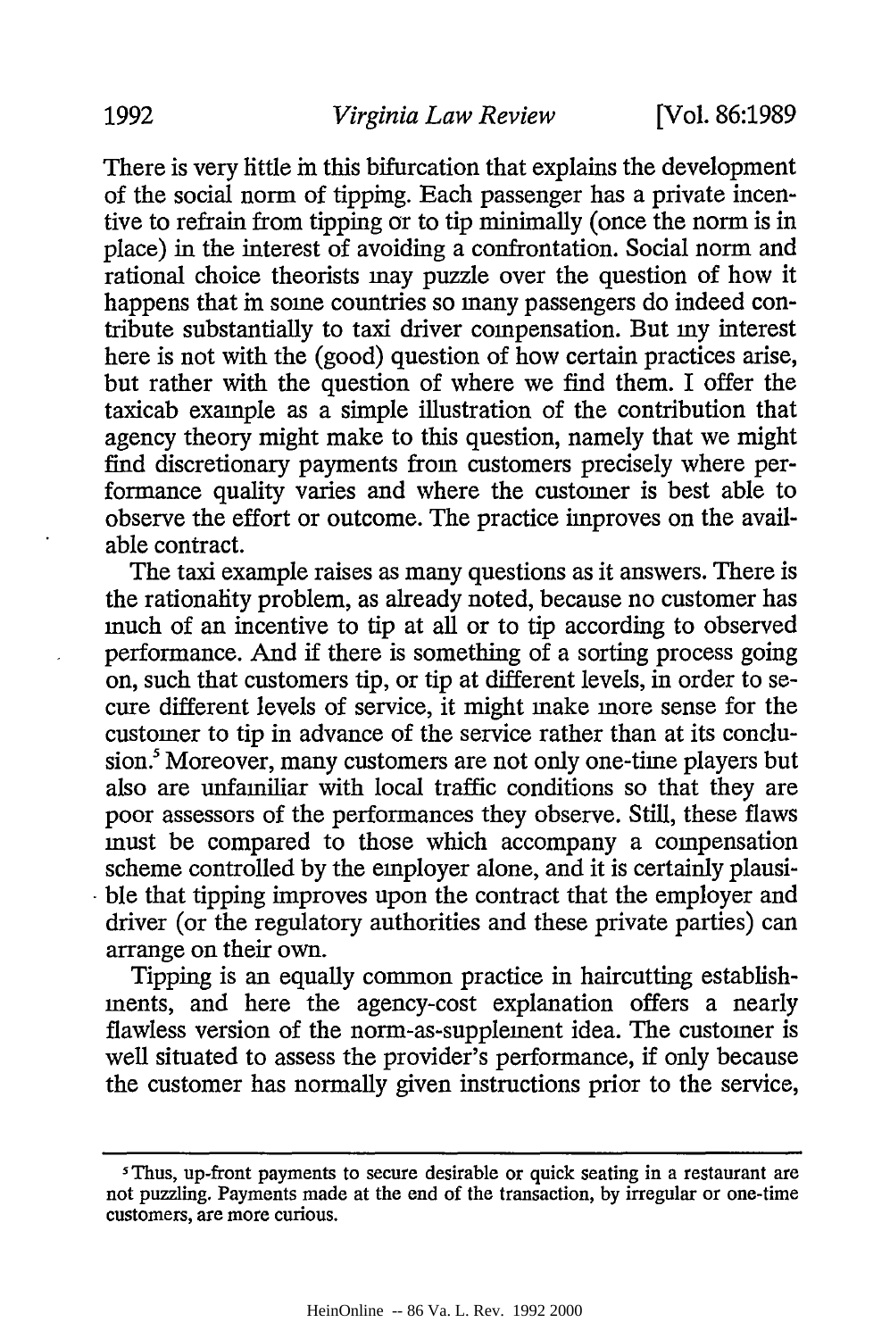There is very little in this bifurcation that explains the development of the social norm of tipping. Each passenger has a private incentive to refrain from tipping or to tip minimally (once the norm is in place) in the interest of avoiding a confrontation. Social norm and rational choice theorists may puzzle over the question of how it happens that in some countries so many passengers do indeed contribute substantially to taxi driver compensation. But my interest here is not with the (good) question of how certain practices arise, but rather with the question of where we find them. I offer the taxicab example as a simple illustration of the contribution that agency theory might make to this question, namely that we might find discretionary payments from customers precisely where performance quality varies and where the customer is best able to observe the effort or outcome. The practice improves on the available contract.

The taxi example raises as many questions as it answers. There is the rationality problem, as already noted, because no customer has much of an incentive to tip at all or to tip according to observed performance. And if there is something of a sorting process going on, such that customers tip, or tip at different levels, in order to secure different levels of service, it might make more sense for the customer to tip in advance of the service rather than at its conclusion.[5] Moreover, many customers are not only one-time players but also are unfamiliar with local traffic conditions so that they are poor assessors of the performances they observe. Still, these flaws must be compared to those which accompany a compensation scheme controlled by the employer alone, and it is certainly plausible that tipping improves upon the contract that the employer and driver (or the regulatory authorities and these private parties) can arrange on their own.

Tipping is an equally common practice in haircutting establishments, and here the agency-cost explanation offers a nearly flawless version of the norm-as-supplement idea. The customer is well situated to assess the provider's performance, if only because the customer has normally given instructions prior to the service,

---

[5] Thus, up-front payments to secure desirable or quick seating in a restaurant are not puzzling. Payments made at the end of the transaction, by irregular or one-time customers, are more curious.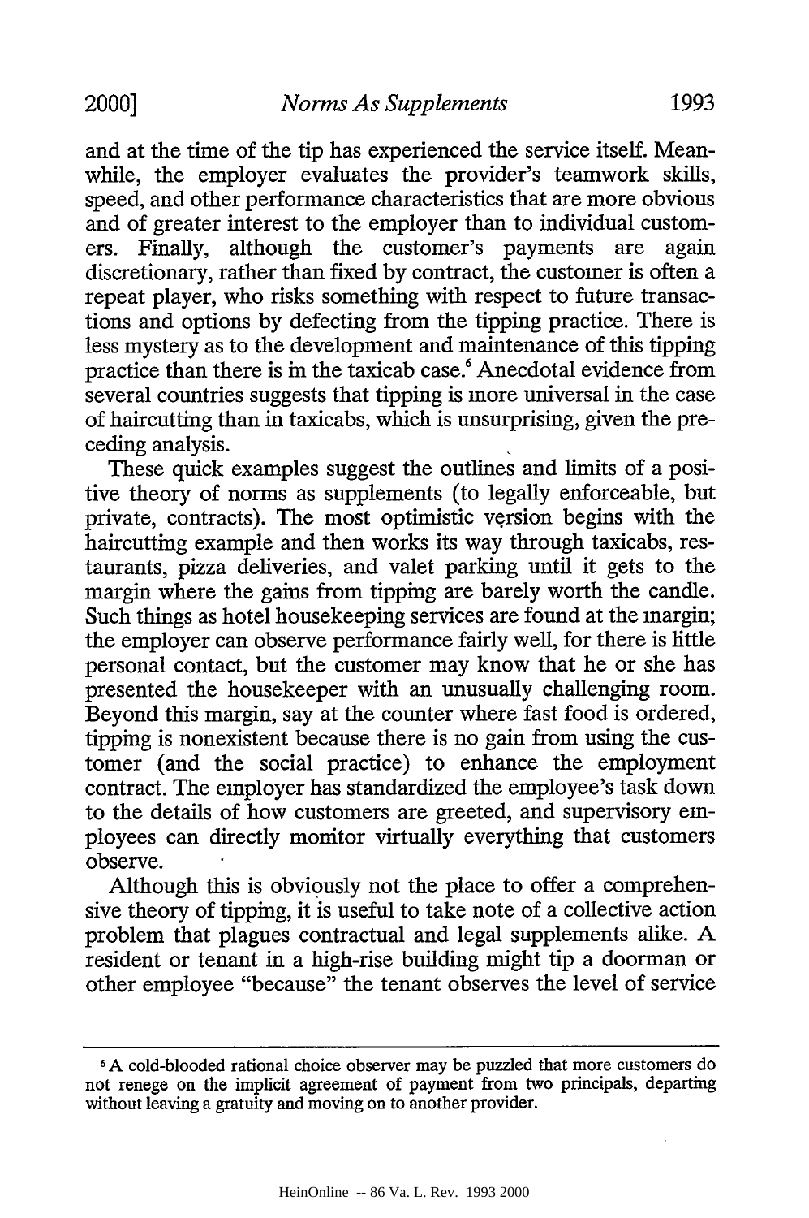and at the time of the tip has experienced the service itself. Meanwhile, the employer evaluates the provider's teamwork skills, speed, and other performance characteristics that are more obvious and of greater interest to the employer than to individual customers. Finally, although the customer's payments are again discretionary, rather than fixed by contract, the customer is often a repeat player, who risks something with respect to future transactions and options by defecting from the tipping practice. There is less mystery as to the development and maintenance of this tipping practice than there is in the taxicab case.[6] Anecdotal evidence from several countries suggests that tipping is more universal in the case of haircutting than in taxicabs, which is unsurprising, given the preceding analysis.

These quick examples suggest the outlines and limits of a positive theory of norms as supplements (to legally enforceable, but private, contracts). The most optimistic version begins with the haircutting example and then works its way through taxicabs, restaurants, pizza deliveries, and valet parking until it gets to the margin where the gains from tipping are barely worth the candle. Such things as hotel housekeeping services are found at the margin; the employer can observe performance fairly well, for there is little personal contact, but the customer may know that he or she has presented the housekeeper with an unusually challenging room. Beyond this margin, say at the counter where fast food is ordered, tipping is nonexistent because there is no gain from using the customer (and the social practice) to enhance the employment contract. The employer has standardized the employee's task down to the details of how customers are greeted, and supervisory employees can directly monitor virtually everything that customers observe.

Although this is obviously not the place to offer a comprehensive theory of tipping, it is useful to take note of a collective action problem that plagues contractual and legal supplements alike. A resident or tenant in a high-rise building might tip a doorman or other employee "because" the tenant observes the level of service

---

[6] A cold-blooded rational choice observer may be puzzled that more customers do not renege on the implicit agreement of payment from two principals, departing without leaving a gratuity and moving on to another provider.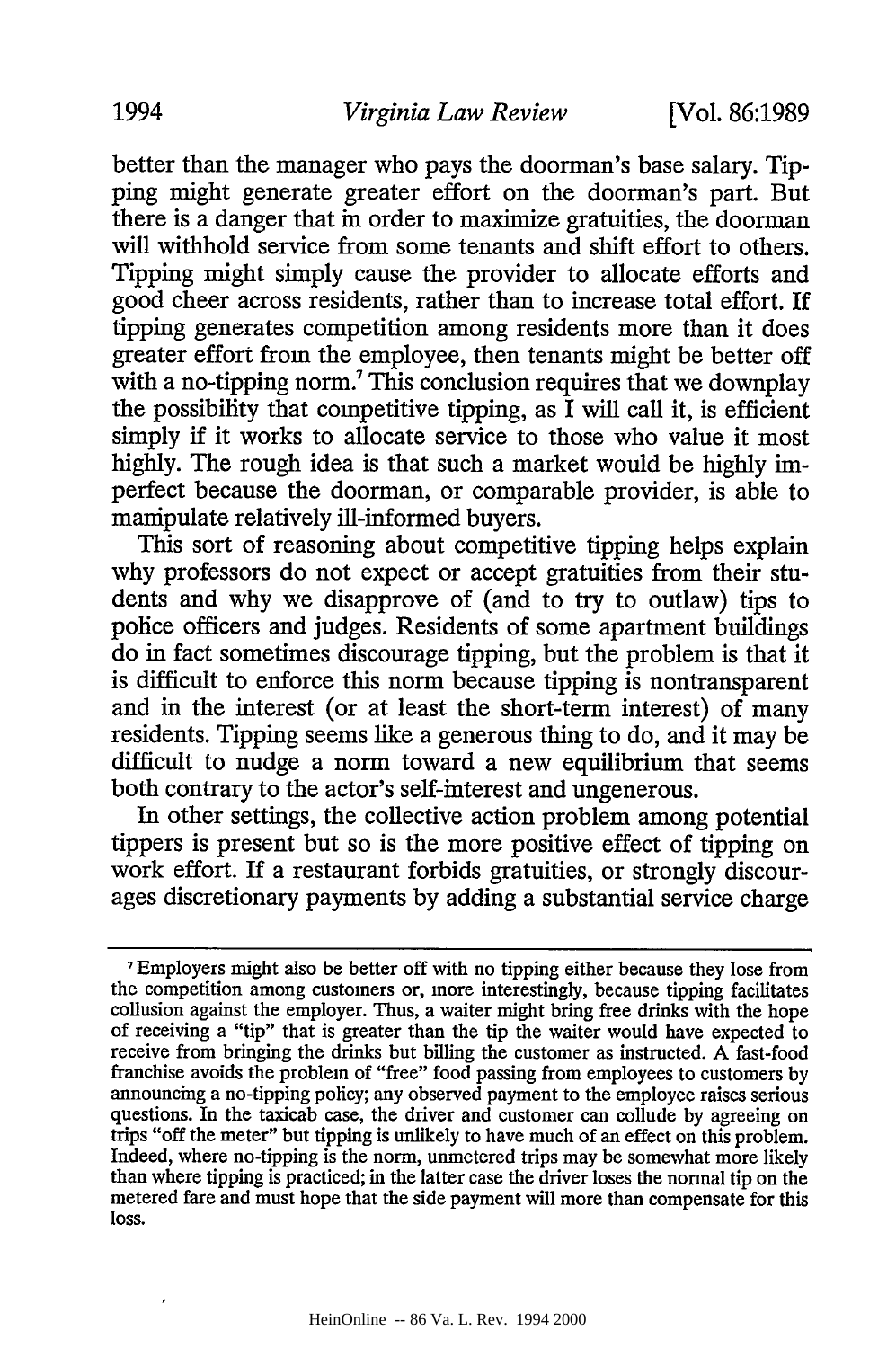better than the manager who pays the doorman's base salary. Tipping might generate greater effort on the doorman's part. But there is a danger that in order to maximize gratuities, the doorman will withhold service from some tenants and shift effort to others. Tipping might simply cause the provider to allocate efforts and good cheer across residents, rather than to increase total effort. If tipping generates competition among residents more than it does greater effort from the employee, then tenants might be better off with a no-tipping norm.[7] This conclusion requires that we downplay the possibility that competitive tipping, as I will call it, is efficient simply if it works to allocate service to those who value it most highly. The rough idea is that such a market would be highly imperfect because the doorman, or comparable provider, is able to manipulate relatively ill-informed buyers.

This sort of reasoning about competitive tipping helps explain why professors do not expect or accept gratuities from their students and why we disapprove of (and to try to outlaw) tips to police officers and judges. Residents of some apartment buildings do in fact sometimes discourage tipping, but the problem is that it is difficult to enforce this norm because tipping is nontransparent and in the interest (or at least the short-term interest) of many residents. Tipping seems like a generous thing to do, and it may be difficult to nudge a norm toward a new equilibrium that seems both contrary to the actor's self-interest and ungenerous.

In other settings, the collective action problem among potential tippers is present but so is the more positive effect of tipping on work effort. If a restaurant forbids gratuities, or strongly discourages discretionary payments by adding a substantial service charge

---

[7] Employers might also be better off with no tipping either because they lose from the competition among customers or, more interestingly, because tipping facilitates collusion against the employer. Thus, a waiter might bring free drinks with the hope of receiving a "tip" that is greater than the tip the waiter would have expected to receive from bringing the drinks but billing the customer as instructed. A fast-food franchise avoids the problem of "free" food passing from employees to customers by announcing a no-tipping policy; any observed payment to the employee raises serious questions. In the taxicab case, the driver and customer can collude by agreeing on trips "off the meter" but tipping is unlikely to have much of an effect on this problem. Indeed, where no-tipping is the norm, unmetered trips may be somewhat more likely than where tipping is practiced; in the latter case the driver loses the normal tip on the metered fare and must hope that the side payment will more than compensate for this loss.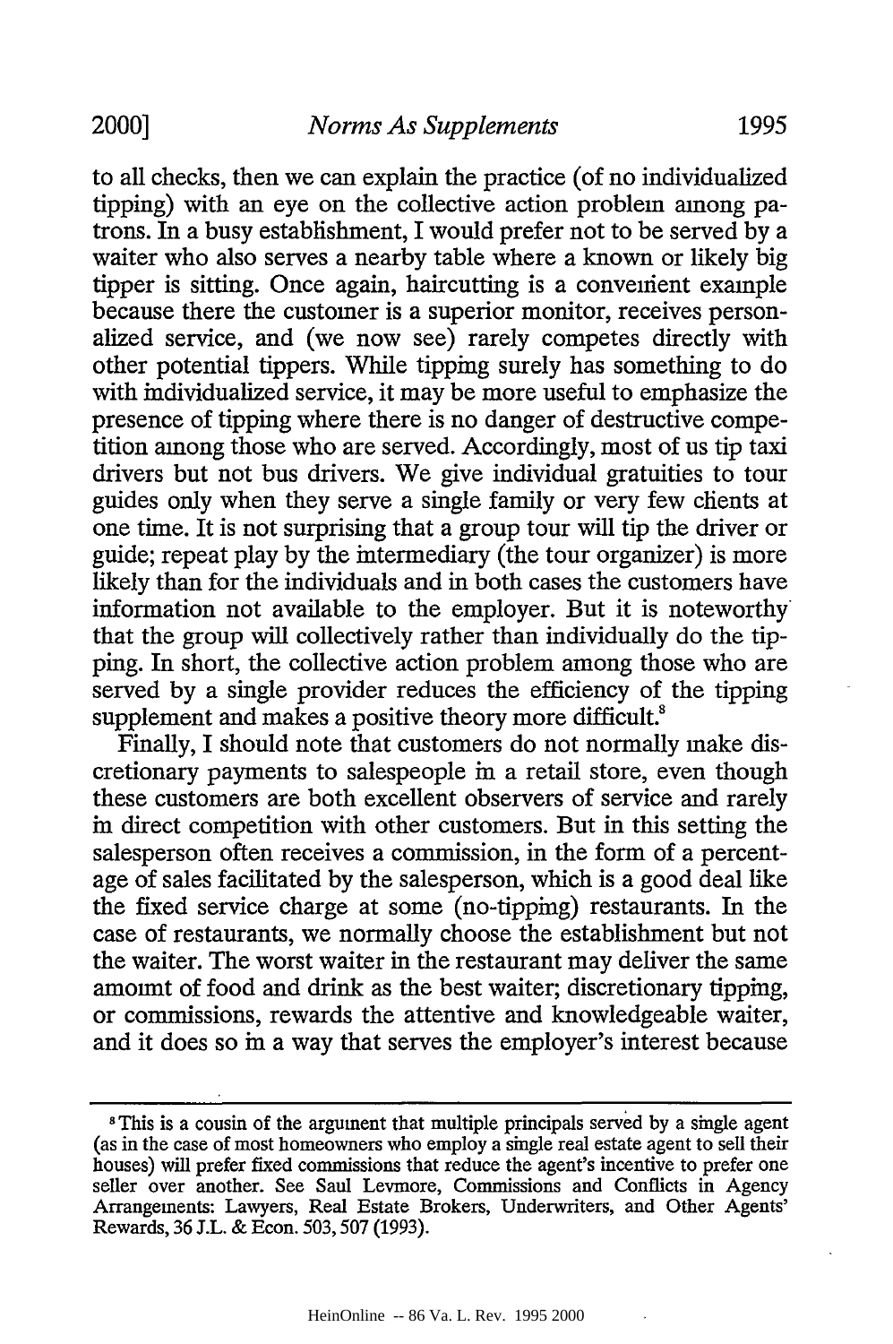to all checks, then we can explain the practice (of no individualized tipping) with an eye on the collective action problem among patrons. In a busy establishment, I would prefer not to be served by a waiter who also serves a nearby table where a known or likely big tipper is sitting. Once again, haircutting is a convenient example because there the customer is a superior monitor, receives personalized service, and (we now see) rarely competes directly with other potential tippers. While tipping surely has something to do with individualized service, it may be more useful to emphasize the presence of tipping where there is no danger of destructive competition among those who are served. Accordingly, most of us tip taxi drivers but not bus drivers. We give individual gratuities to tour guides only when they serve a single family or very few clients at one time. It is not surprising that a group tour will tip the driver or guide; repeat play by the intermediary (the tour organizer) is more likely than for the individuals and in both cases the customers have information not available to the employer. But it is noteworthy that the group will collectively rather than individually do the tipping. In short, the collective action problem among those who are served by a single provider reduces the efficiency of the tipping supplement and makes a positive theory more difficult.[8]

Finally, I should note that customers do not normally make discretionary payments to salespeople in a retail store, even though these customers are both excellent observers of service and rarely in direct competition with other customers. But in this setting the salesperson often receives a commission, in the form of a percentage of sales facilitated by the salesperson, which is a good deal like the fixed service charge at some (no-tipping) restaurants. In the case of restaurants, we normally choose the establishment but not the waiter. The worst waiter in the restaurant may deliver the same amount of food and drink as the best waiter; discretionary tipping, or commissions, rewards the attentive and knowledgeable waiter, and it does so in a way that serves the employer's interest because

---

[8] This is a cousin of the argument that multiple principals served by a single agent (as in the case of most homeowners who employ a single real estate agent to sell their houses) will prefer fixed commissions that reduce the agent's incentive to prefer one seller over another. See Saul Levmore, Commissions and Conflicts in Agency Arrangements: Lawyers, Real Estate Brokers, Underwriters, and Other Agents' Rewards, 36 J.L. & Econ. 503, 507 (1993).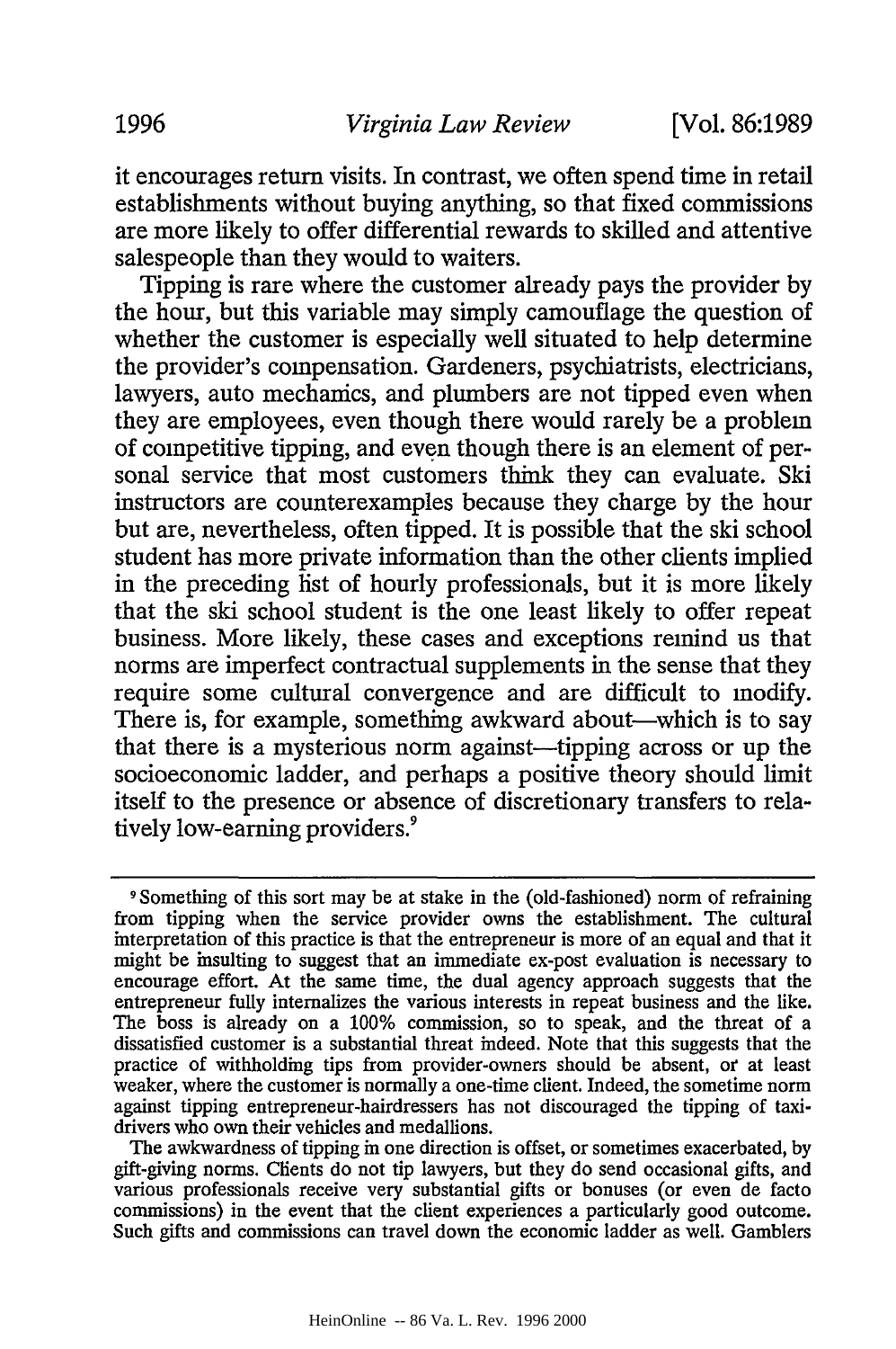it encourages return visits. In contrast, we often spend time in retail establishments without buying anything, so that fixed commissions are more likely to offer differential rewards to skilled and attentive salespeople than they would to waiters.

Tipping is rare where the customer already pays the provider by the hour, but this variable may simply camouflage the question of whether the customer is especially well situated to help determine the provider's compensation. Gardeners, psychiatrists, electricians, lawyers, auto mechanics, and plumbers are not tipped even when they are employees, even though there would rarely be a problem of competitive tipping, and even though there is an element of personal service that most customers think they can evaluate. Ski instructors are counterexamples because they charge by the hour but are, nevertheless, often tipped. It is possible that the ski school student has more private information than the other clients implied in the preceding list of hourly professionals, but it is more likely that the ski school student is the one least likely to offer repeat business. More likely, these cases and exceptions remind us that norms are imperfect contractual supplements in the sense that they require some cultural convergence and are difficult to modify. There is, for example, something awkward about—which is to say that there is a mysterious norm against—tipping across or up the socioeconomic ladder, and perhaps a positive theory should limit itself to the presence or absence of discretionary transfers to relatively low-earning providers.[9]

---

[9] Something of this sort may be at stake in the (old-fashioned) norm of refraining from tipping when the service provider owns the establishment. The cultural interpretation of this practice is that the entrepreneur is more of an equal and that it might be insulting to suggest that an immediate ex-post evaluation is necessary to encourage effort. At the same time, the dual agency approach suggests that the entrepreneur fully internalizes the various interests in repeat business and the like. The boss is already on a 100% commission, so to speak, and the threat of a dissatisfied customer is a substantial threat indeed. Note that this suggests that the practice of withholding tips from provider-owners should be absent, or at least weaker, where the customer is normally a one-time client. Indeed, the sometime norm against tipping entrepreneur-hairdressers has not discouraged the tipping of taxi-drivers who own their vehicles and medallions.

The awkwardness of tipping in one direction is offset, or sometimes exacerbated, by gift-giving norms. Clients do not tip lawyers, but they do send occasional gifts, and various professionals receive very substantial gifts or bonuses (or even de facto commissions) in the event that the client experiences a particularly good outcome. Such gifts and commissions can travel down the economic ladder as well. Gamblers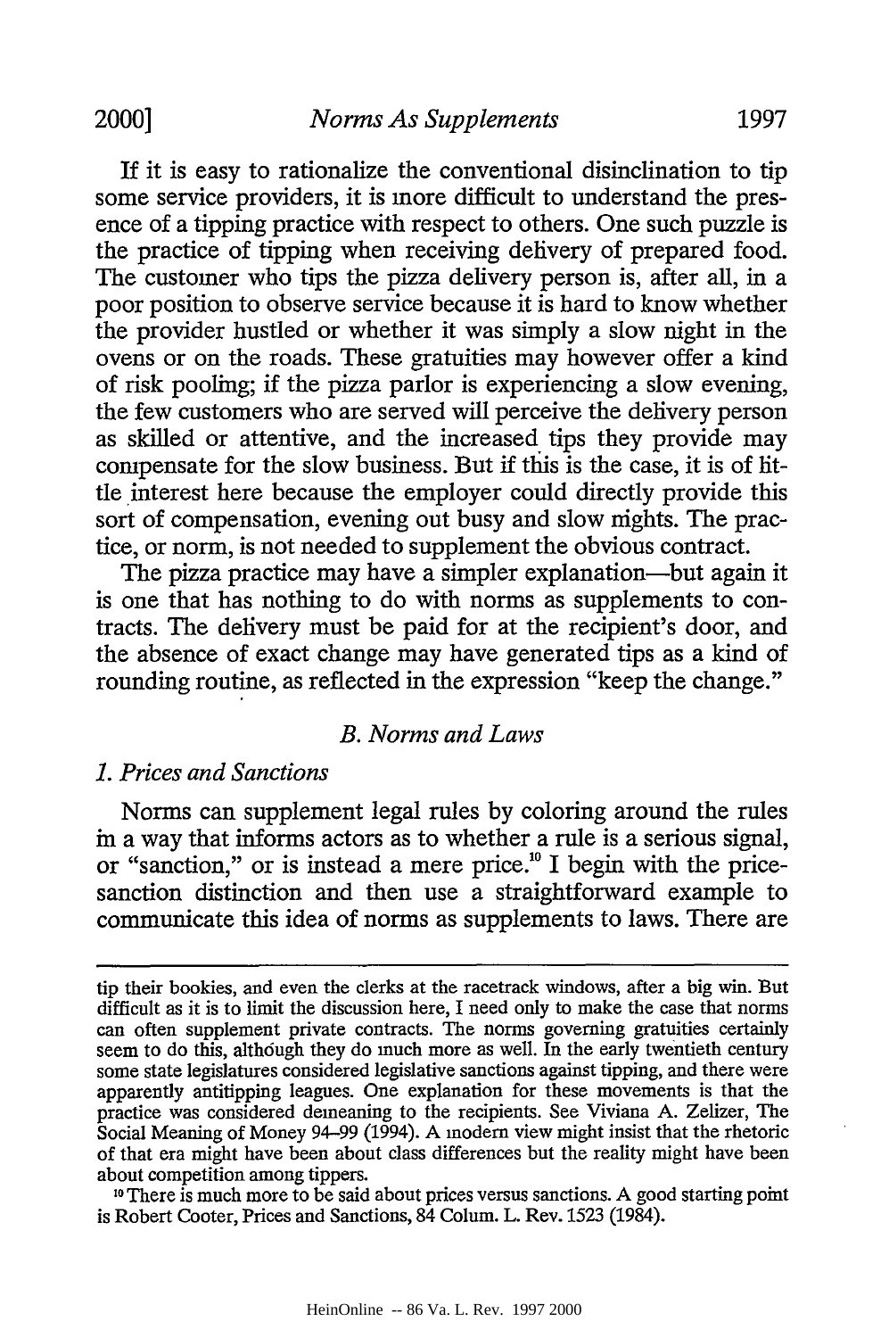If it is easy to rationalize the conventional disinclination to tip some service providers, it is more difficult to understand the presence of a tipping practice with respect to others. One such puzzle is the practice of tipping when receiving delivery of prepared food. The customer who tips the pizza delivery person is, after all, in a poor position to observe service because it is hard to know whether the provider hustled or whether it was simply a slow night in the ovens or on the roads. These gratuities may however offer a kind of risk pooling; if the pizza parlor is experiencing a slow evening, the few customers who are served will perceive the delivery person as skilled or attentive, and the increased tips they provide may compensate for the slow business. But if this is the case, it is of little interest here because the employer could directly provide this sort of compensation, evening out busy and slow nights. The practice, or norm, is not needed to supplement the obvious contract.

The pizza practice may have a simpler explanation—but again it is one that has nothing to do with norms as supplements to contracts. The delivery must be paid for at the recipient's door, and the absence of exact change may have generated tips as a kind of rounding routine, as reflected in the expression "keep the change."

### *B. Norms and Laws*

#### *1. Prices and Sanctions*

Norms can supplement legal rules by coloring around the rules in a way that informs actors as to whether a rule is a serious signal, or "sanction," or is instead a mere price.[10] I begin with the price-sanction distinction and then use a straightforward example to communicate this idea of norms as supplements to laws. There are

---

tip their bookies, and even the clerks at the racetrack windows, after a big win. But difficult as it is to limit the discussion here, I need only to make the case that norms can often supplement private contracts. The norms governing gratuities certainly seem to do this, although they do much more as well. In the early twentieth century some state legislatures considered legislative sanctions against tipping, and there were apparently antitipping leagues. One explanation for these movements is that the practice was considered demeaning to the recipients. See Viviana A. Zelizer, The Social Meaning of Money 94–99 (1994). A modern view might insist that the rhetoric of that era might have been about class differences but the reality might have been about competition among tippers.

[10] There is much more to be said about prices versus sanctions. A good starting point is Robert Cooter, Prices and Sanctions, 84 Colum. L. Rev. 1523 (1984).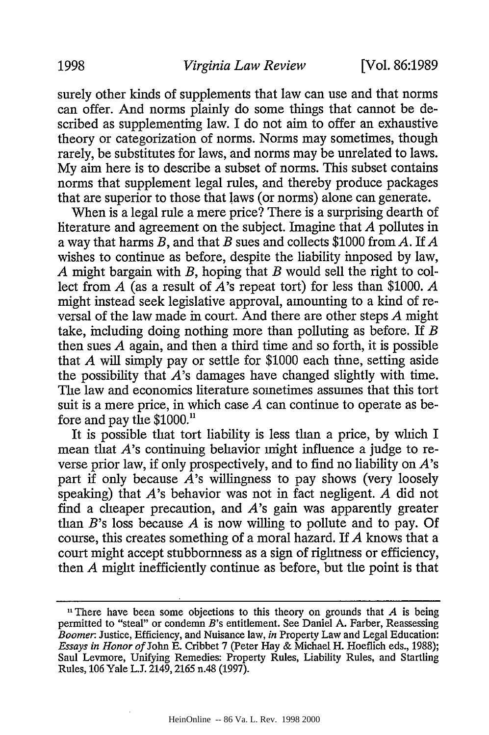surely other kinds of supplements that law can use and that norms can offer. And norms plainly do some things that cannot be described as supplementing law. I do not aim to offer an exhaustive theory or categorization of norms. Norms may sometimes, though rarely, be substitutes for laws, and norms may be unrelated to laws. My aim here is to describe a subset of norms. This subset contains norms that supplement legal rules, and thereby produce packages that are superior to those that laws (or norms) alone can generate.

When is a legal rule a mere price? There is a surprising dearth of literature and agreement on the subject. Imagine that *A* pollutes in a way that harms *B*, and that *B* sues and collects $1000 from *A*. If *A* wishes to continue as before, despite the liability imposed by law, *A* might bargain with *B*, hoping that *B* would sell the right to collect from *A* (as a result of *A*'s repeat tort) for less than $1000. *A* might instead seek legislative approval, amounting to a kind of reversal of the law made in court. And there are other steps *A* might take, including doing nothing more than polluting as before. If *B* then sues *A* again, and then a third time and so forth, it is possible that *A* will simply pay or settle for $1000 each time, setting aside the possibility that *A*'s damages have changed slightly with time. The law and economics literature sometimes assumes that this tort suit is a mere price, in which case *A* can continue to operate as before and pay the $1000.[11]

It is possible that tort liability is less than a price, by which I mean that *A*'s continuing behavior might influence a judge to reverse prior law, if only prospectively, and to find no liability on *A*'s part if only because *A*'s willingness to pay shows (very loosely speaking) that *A*'s behavior was not in fact negligent. *A* did not find a cheaper precaution, and *A*'s gain was apparently greater than *B*'s loss because *A* is now willing to pollute and to pay. Of course, this creates something of a moral hazard. If *A* knows that a court might accept stubbornness as a sign of rightness or efficiency, then *A* might inefficiently continue as before, but the point is that

---

[11] There have been some objections to this theory on grounds that *A* is being permitted to "steal" or condemn *B*'s entitlement. See Daniel A. Farber, Reassessing *Boomer*: Justice, Efficiency, and Nuisance law, *in* Property Law and Legal Education: *Essays in Honor of* John E. Cribbet 7 (Peter Hay & Michael H. Hoeflich eds., 1988); Saul Levmore, Unifying Remedies: Property Rules, Liability Rules, and Startling Rules, 106 Yale L.J. 2149, 2165 n.48 (1997).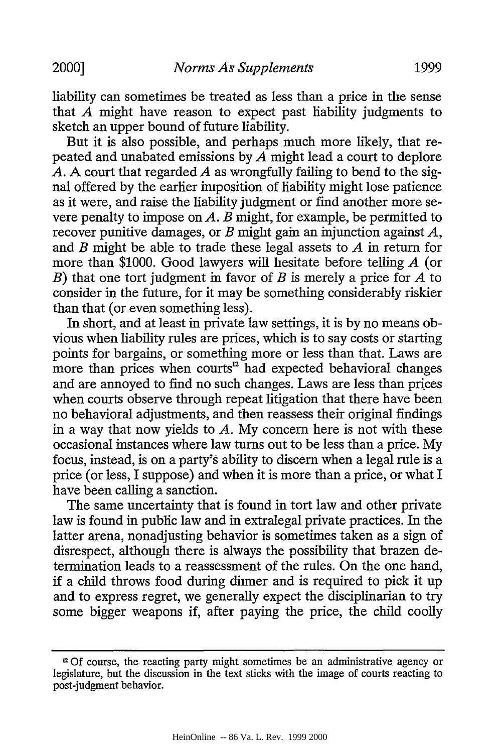liability can sometimes be treated as less than a price in the sense that *A* might have reason to expect past liability judgments to sketch an upper bound of future liability.

But it is also possible, and perhaps much more likely, that repeated and unabated emissions by *A* might lead a court to deplore *A*. A court that regarded *A* as wrongfully failing to bend to the signal offered by the earlier imposition of liability might lose patience as it were, and raise the liability judgment or find another more severe penalty to impose on *A*. *B* might, for example, be permitted to recover punitive damages, or *B* might gain an injunction against *A*, and *B* might be able to trade these legal assets to *A* in return for more than $1000. Good lawyers will hesitate before telling *A* (or *B*) that one tort judgment in favor of *B* is merely a price for *A* to consider in the future, for it may be something considerably riskier than that (or even something less).

In short, and at least in private law settings, it is by no means obvious when liability rules are prices, which is to say costs or starting points for bargains, or something more or less than that. Laws are more than prices when courts[12] had expected behavioral changes and are annoyed to find no such changes. Laws are less than prices when courts observe through repeat litigation that there have been no behavioral adjustments, and then reassess their original findings in a way that now yields to *A*. My concern here is not with these occasional instances where law turns out to be less than a price. My focus, instead, is on a party's ability to discern when a legal rule is a price (or less, I suppose) and when it is more than a price, or what I have been calling a sanction.

The same uncertainty that is found in tort law and other private law is found in public law and in extralegal private practices. In the latter arena, nonadjusting behavior is sometimes taken as a sign of disrespect, although there is always the possibility that brazen determination leads to a reassessment of the rules. On the one hand, if a child throws food during dinner and is required to pick it up and to express regret, we generally expect the disciplinarian to try some bigger weapons if, after paying the price, the child coolly

---

[12] Of course, the reacting party might sometimes be an administrative agency or legislature, but the discussion in the text sticks with the image of courts reacting to post-judgment behavior.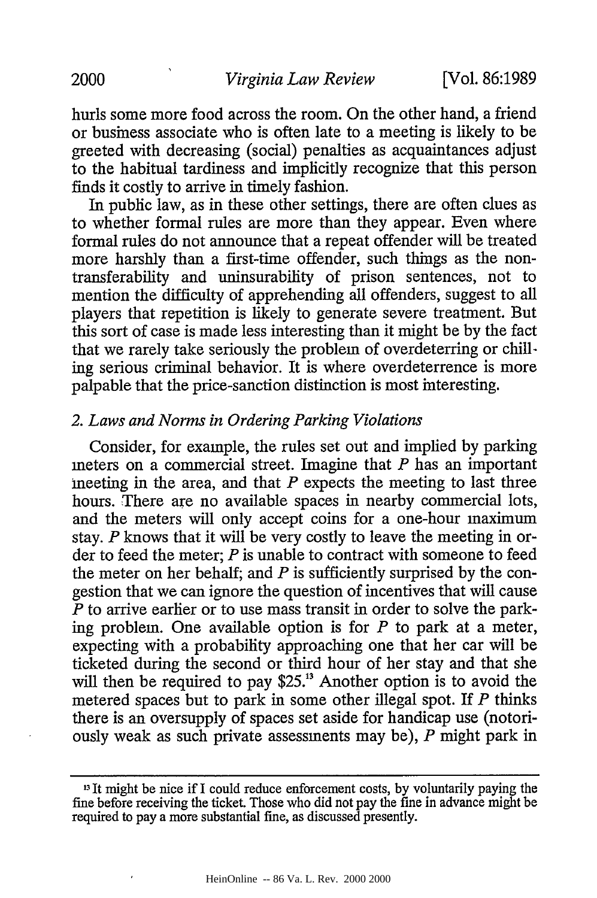hurls some more food across the room. On the other hand, a friend or business associate who is often late to a meeting is likely to be greeted with decreasing (social) penalties as acquaintances adjust to the habitual tardiness and implicitly recognize that this person finds it costly to arrive in timely fashion.

In public law, as in these other settings, there are often clues as to whether formal rules are more than they appear. Even where formal rules do not announce that a repeat offender will be treated more harshly than a first-time offender, such things as the non-transferability and uninsurability of prison sentences, not to mention the difficulty of apprehending all offenders, suggest to all players that repetition is likely to generate severe treatment. But this sort of case is made less interesting than it might be by the fact that we rarely take seriously the problem of overdeterring or chilling serious criminal behavior. It is where overdeterrence is more palpable that the price-sanction distinction is most interesting.

### 2. *Laws and Norms in Ordering Parking Violations*

Consider, for example, the rules set out and implied by parking meters on a commercial street. Imagine that *P* has an important meeting in the area, and that *P* expects the meeting to last three hours. There are no available spaces in nearby commercial lots, and the meters will only accept coins for a one-hour maximum stay. *P* knows that it will be very costly to leave the meeting in order to feed the meter; *P* is unable to contract with someone to feed the meter on her behalf; and *P* is sufficiently surprised by the congestion that we can ignore the question of incentives that will cause *P* to arrive earlier or to use mass transit in order to solve the parking problem. One available option is for *P* to park at a meter, expecting with a probability approaching one that her car will be ticketed during the second or third hour of her stay and that she will then be required to pay $25.[13] Another option is to avoid the metered spaces but to park in some other illegal spot. If *P* thinks there is an oversupply of spaces set aside for handicap use (notoriously weak as such private assessments may be), *P* might park in

---

[13] It might be nice if I could reduce enforcement costs, by voluntarily paying the fine before receiving the ticket. Those who did not pay the fine in advance might be required to pay a more substantial fine, as discussed presently.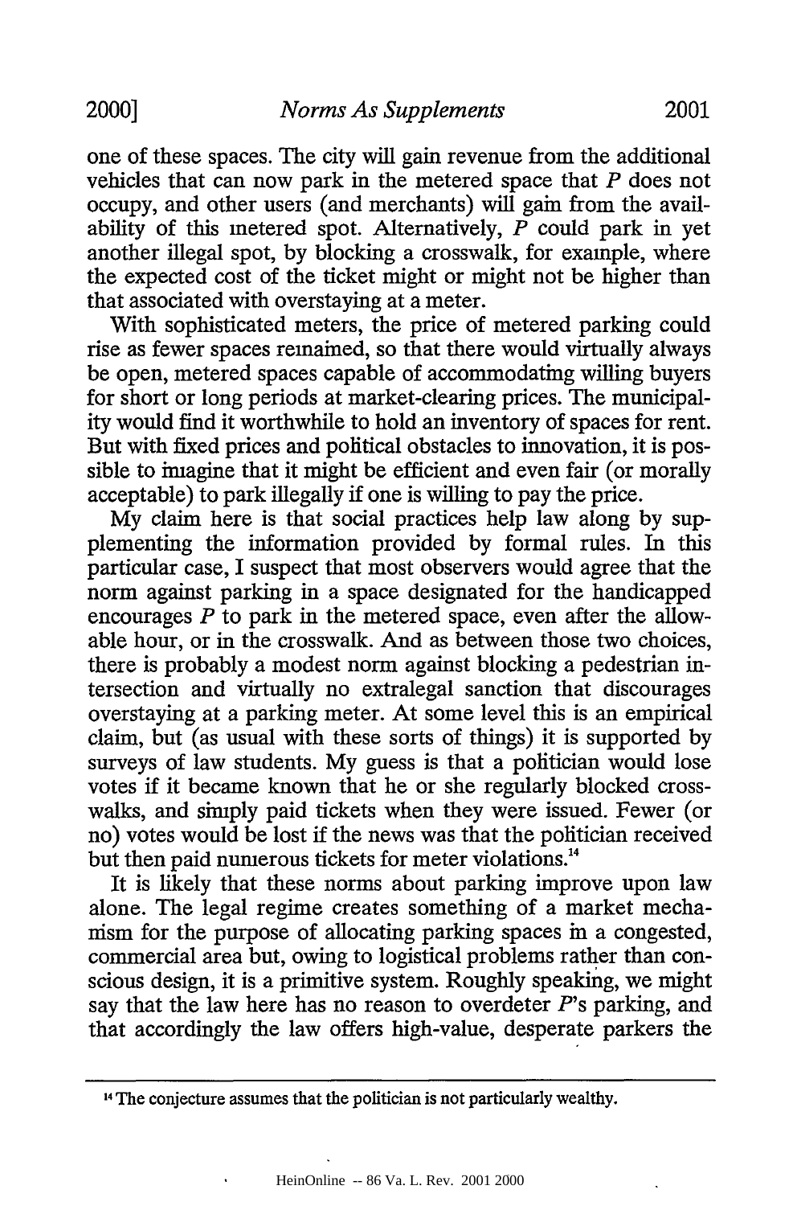one of these spaces. The city will gain revenue from the additional vehicles that can now park in the metered space that *P* does not occupy, and other users (and merchants) will gain from the availability of this metered spot. Alternatively, *P* could park in yet another illegal spot, by blocking a crosswalk, for example, where the expected cost of the ticket might or might not be higher than that associated with overstaying at a meter.

With sophisticated meters, the price of metered parking could rise as fewer spaces remained, so that there would virtually always be open, metered spaces capable of accommodating willing buyers for short or long periods at market-clearing prices. The municipality would find it worthwhile to hold an inventory of spaces for rent. But with fixed prices and political obstacles to innovation, it is possible to imagine that it might be efficient and even fair (or morally acceptable) to park illegally if one is willing to pay the price.

My claim here is that social practices help law along by supplementing the information provided by formal rules. In this particular case, I suspect that most observers would agree that the norm against parking in a space designated for the handicapped encourages *P* to park in the metered space, even after the allowable hour, or in the crosswalk. And as between those two choices, there is probably a modest norm against blocking a pedestrian intersection and virtually no extralegal sanction that discourages overstaying at a parking meter. At some level this is an empirical claim, but (as usual with these sorts of things) it is supported by surveys of law students. My guess is that a politician would lose votes if it became known that he or she regularly blocked crosswalks, and simply paid tickets when they were issued. Fewer (or no) votes would be lost if the news was that the politician received but then paid numerous tickets for meter violations.[14]

It is likely that these norms about parking improve upon law alone. The legal regime creates something of a market mechanism for the purpose of allocating parking spaces in a congested, commercial area but, owing to logistical problems rather than conscious design, it is a primitive system. Roughly speaking, we might say that the law here has no reason to overdeter *P*'s parking, and that accordingly the law offers high-value, desperate parkers the

---

[14] The conjecture assumes that the politician is not particularly wealthy.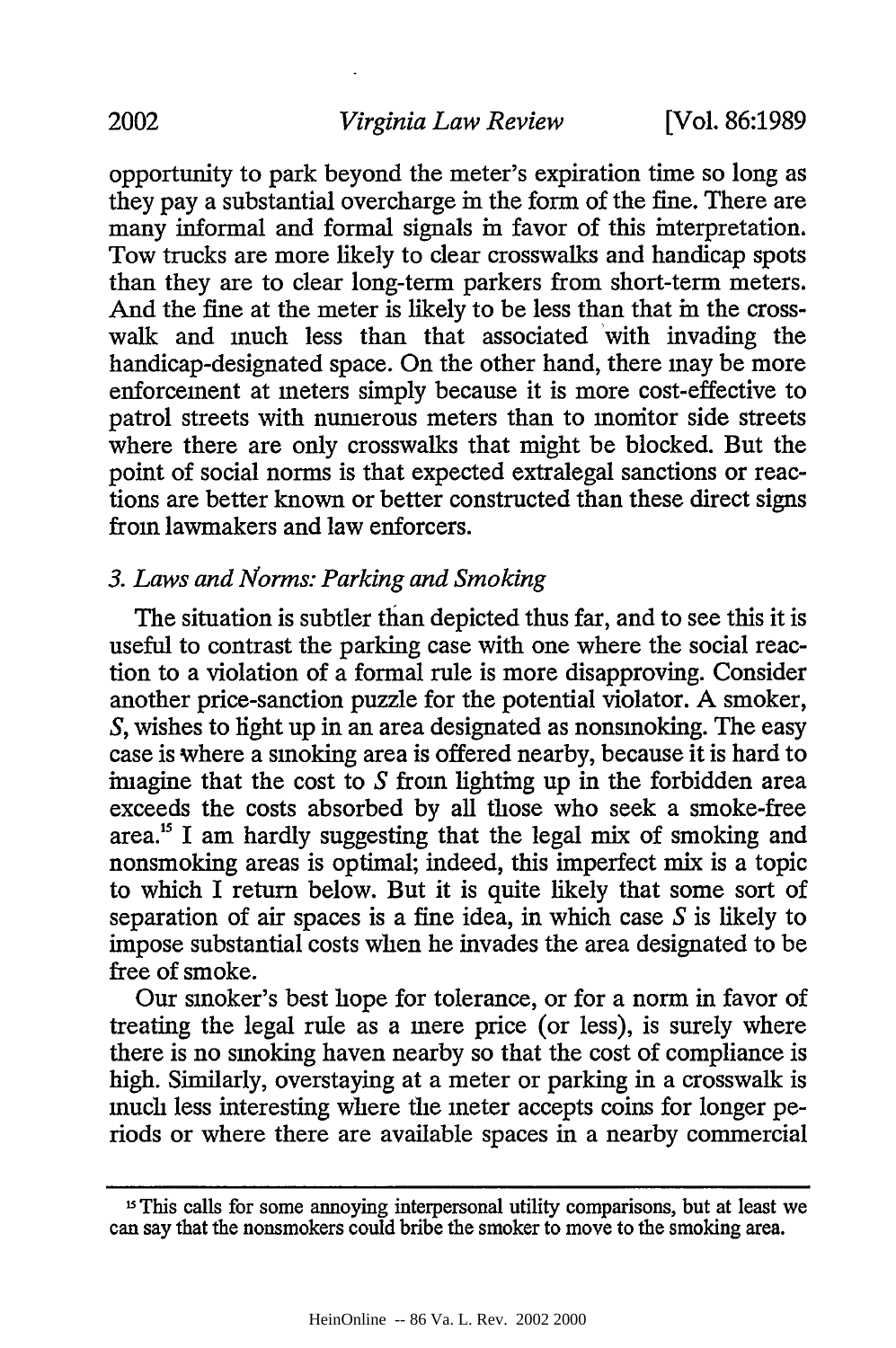opportunity to park beyond the meter's expiration time so long as they pay a substantial overcharge in the form of the fine. There are many informal and formal signals in favor of this interpretation. Tow trucks are more likely to clear crosswalks and handicap spots than they are to clear long-term parkers from short-term meters. And the fine at the meter is likely to be less than that in the crosswalk and much less than that associated with invading the handicap-designated space. On the other hand, there may be more enforcement at meters simply because it is more cost-effective to patrol streets with numerous meters than to monitor side streets where there are only crosswalks that might be blocked. But the point of social norms is that expected extralegal sanctions or reactions are better known or better constructed than these direct signs from lawmakers and law enforcers.

### *3. Laws and Norms: Parking and Smoking*

The situation is subtler than depicted thus far, and to see this it is useful to contrast the parking case with one where the social reaction to a violation of a formal rule is more disapproving. Consider another price-sanction puzzle for the potential violator. A smoker, *S*, wishes to light up in an area designated as nonsmoking. The easy case is where a smoking area is offered nearby, because it is hard to imagine that the cost to *S* from lighting up in the forbidden area exceeds the costs absorbed by all those who seek a smoke-free area.[15] I am hardly suggesting that the legal mix of smoking and nonsmoking areas is optimal; indeed, this imperfect mix is a topic to which I return below. But it is quite likely that some sort of separation of air spaces is a fine idea, in which case *S* is likely to impose substantial costs when he invades the area designated to be free of smoke.

Our smoker's best hope for tolerance, or for a norm in favor of treating the legal rule as a mere price (or less), is surely where there is no smoking haven nearby so that the cost of compliance is high. Similarly, overstaying at a meter or parking in a crosswalk is much less interesting where the meter accepts coins for longer periods or where there are available spaces in a nearby commercial

---

[15] This calls for some annoying interpersonal utility comparisons, but at least we can say that the nonsmokers could bribe the smoker to move to the smoking area.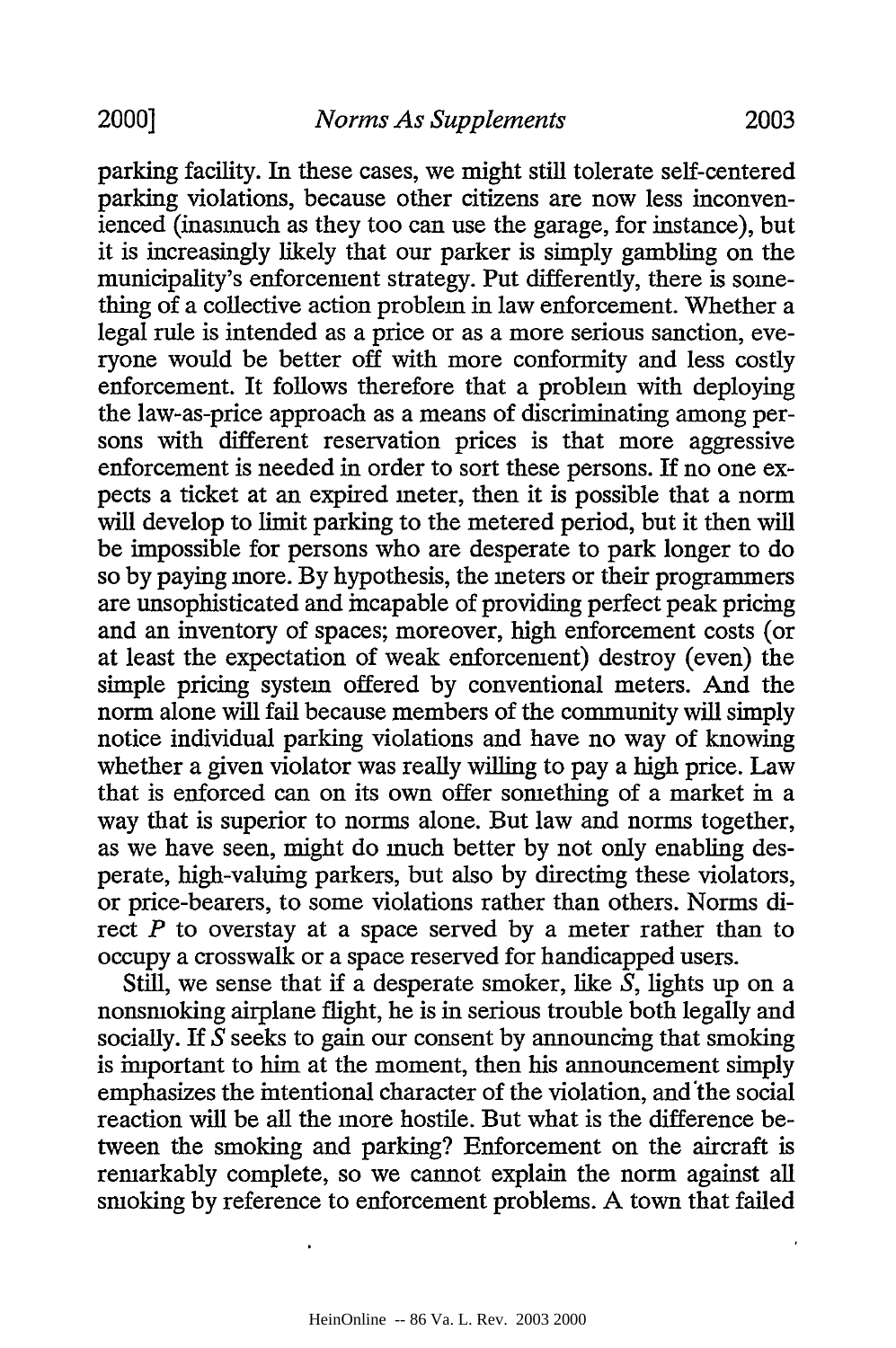parking facility. In these cases, we might still tolerate self-centered parking violations, because other citizens are now less inconvenienced (inasmuch as they too can use the garage, for instance), but it is increasingly likely that our parker is simply gambling on the municipality's enforcement strategy. Put differently, there is something of a collective action problem in law enforcement. Whether a legal rule is intended as a price or as a more serious sanction, everyone would be better off with more conformity and less costly enforcement. It follows therefore that a problem with deploying the law-as-price approach as a means of discriminating among persons with different reservation prices is that more aggressive enforcement is needed in order to sort these persons. If no one expects a ticket at an expired meter, then it is possible that a norm will develop to limit parking to the metered period, but it then will be impossible for persons who are desperate to park longer to do so by paying more. By hypothesis, the meters or their programmers are unsophisticated and incapable of providing perfect peak pricing and an inventory of spaces; moreover, high enforcement costs (or at least the expectation of weak enforcement) destroy (even) the simple pricing system offered by conventional meters. And the norm alone will fail because members of the community will simply notice individual parking violations and have no way of knowing whether a given violator was really willing to pay a high price. Law that is enforced can on its own offer something of a market in a way that is superior to norms alone. But law and norms together, as we have seen, might do much better by not only enabling desperate, high-valuing parkers, but also by directing these violators, or price-bearers, to some violations rather than others. Norms direct *P* to overstay at a space served by a meter rather than to occupy a crosswalk or a space reserved for handicapped users.

Still, we sense that if a desperate smoker, like *S*, lights up on a nonsmoking airplane flight, he is in serious trouble both legally and socially. If *S* seeks to gain our consent by announcing that smoking is important to him at the moment, then his announcement simply emphasizes the intentional character of the violation, and the social reaction will be all the more hostile. But what is the difference between the smoking and parking? Enforcement on the aircraft is remarkably complete, so we cannot explain the norm against all smoking by reference to enforcement problems. A town that failed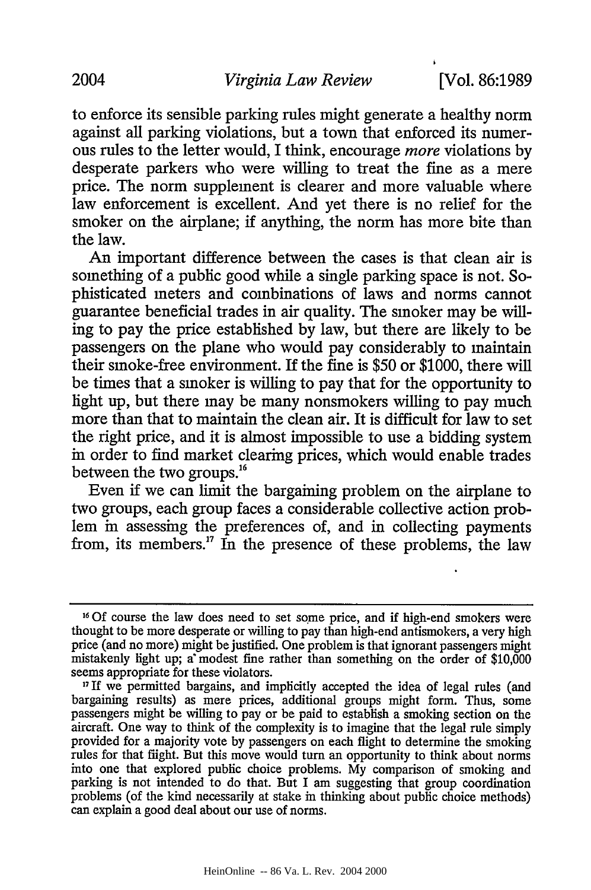to enforce its sensible parking rules might generate a healthy norm against all parking violations, but a town that enforced its numerous rules to the letter would, I think, encourage *more* violations by desperate parkers who were willing to treat the fine as a mere price. The norm supplement is clearer and more valuable where law enforcement is excellent. And yet there is no relief for the smoker on the airplane; if anything, the norm has more bite than the law.

An important difference between the cases is that clean air is something of a public good while a single parking space is not. Sophisticated meters and combinations of laws and norms cannot guarantee beneficial trades in air quality. The smoker may be willing to pay the price established by law, but there are likely to be passengers on the plane who would pay considerably to maintain their smoke-free environment. If the fine is $50 or $1000, there will be times that a smoker is willing to pay that for the opportunity to light up, but there may be many nonsmokers willing to pay much more than that to maintain the clean air. It is difficult for law to set the right price, and it is almost impossible to use a bidding system in order to find market clearing prices, which would enable trades between the two groups.[16]

Even if we can limit the bargaining problem on the airplane to two groups, each group faces a considerable collective action problem in assessing the preferences of, and in collecting payments from, its members.[17] In the presence of these problems, the law

---

[16] Of course the law does need to set some price, and if high-end smokers were thought to be more desperate or willing to pay than high-end antismokers, a very high price (and no more) might be justified. One problem is that ignorant passengers might mistakenly light up; a modest fine rather than something on the order of $10,000 seems appropriate for these violators.

[17] If we permitted bargains, and implicitly accepted the idea of legal rules (and bargaining results) as mere prices, additional groups might form. Thus, some passengers might be willing to pay or be paid to establish a smoking section on the aircraft. One way to think of the complexity is to imagine that the legal rule simply provided for a majority vote by passengers on each flight to determine the smoking rules for that flight. But this move would turn an opportunity to think about norms into one that explored public choice problems. My comparison of smoking and parking is not intended to do that. But I am suggesting that group coordination problems (of the kind necessarily at stake in thinking about public choice methods) can explain a good deal about our use of norms.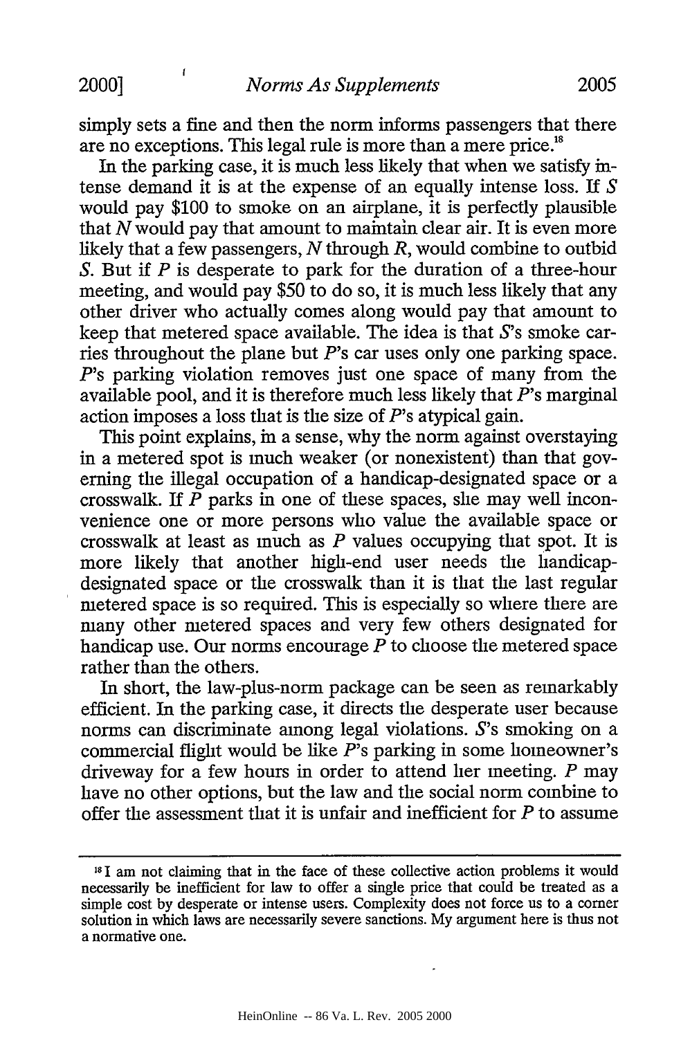simply sets a fine and then the norm informs passengers that there are no exceptions. This legal rule is more than a mere price.[18]

In the parking case, it is much less likely that when we satisfy intense demand it is at the expense of an equally intense loss. If *S* would pay \$100 to smoke on an airplane, it is perfectly plausible that *N* would pay that amount to maintain clear air. It is even more likely that a few passengers, *N* through *R*, would combine to outbid *S*. But if *P* is desperate to park for the duration of a three-hour meeting, and would pay \$50 to do so, it is much less likely that any other driver who actually comes along would pay that amount to keep that metered space available. The idea is that *S*'s smoke carries throughout the plane but *P*'s car uses only one parking space. *P*'s parking violation removes just one space of many from the available pool, and it is therefore much less likely that *P*'s marginal action imposes a loss that is the size of *P*'s atypical gain.

This point explains, in a sense, why the norm against overstaying in a metered spot is much weaker (or nonexistent) than that governing the illegal occupation of a handicap-designated space or a crosswalk. If *P* parks in one of these spaces, she may well inconvenience one or more persons who value the available space or crosswalk at least as much as *P* values occupying that spot. It is more likely that another high-end user needs the handicap-designated space or the crosswalk than it is that the last regular metered space is so required. This is especially so where there are many other metered spaces and very few others designated for handicap use. Our norms encourage *P* to choose the metered space rather than the others.

In short, the law-plus-norm package can be seen as remarkably efficient. In the parking case, it directs the desperate user because norms can discriminate among legal violations. *S*'s smoking on a commercial flight would be like *P*'s parking in some homeowner's driveway for a few hours in order to attend her meeting. *P* may have no other options, but the law and the social norm combine to offer the assessment that it is unfair and inefficient for *P* to assume

---

[18] I am not claiming that in the face of these collective action problems it would necessarily be inefficient for law to offer a single price that could be treated as a simple cost by desperate or intense users. Complexity does not force us to a corner solution in which laws are necessarily severe sanctions. My argument here is thus not a normative one.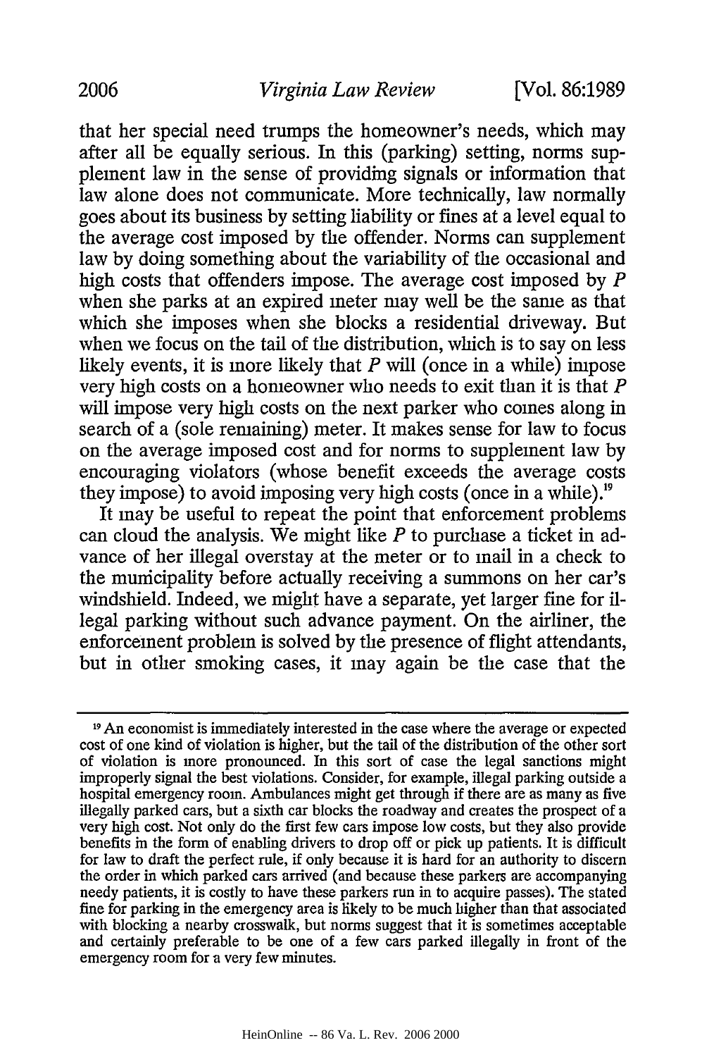that her special need trumps the homeowner's needs, which may after all be equally serious. In this (parking) setting, norms supplement law in the sense of providing signals or information that law alone does not communicate. More technically, law normally goes about its business by setting liability or fines at a level equal to the average cost imposed by the offender. Norms can supplement law by doing something about the variability of the occasional and high costs that offenders impose. The average cost imposed by *P* when she parks at an expired meter may well be the same as that which she imposes when she blocks a residential driveway. But when we focus on the tail of the distribution, which is to say on less likely events, it is more likely that *P* will (once in a while) impose very high costs on a homeowner who needs to exit than it is that *P* will impose very high costs on the next parker who comes along in search of a (sole remaining) meter. It makes sense for law to focus on the average imposed cost and for norms to supplement law by encouraging violators (whose benefit exceeds the average costs they impose) to avoid imposing very high costs (once in a while).[19]

It may be useful to repeat the point that enforcement problems can cloud the analysis. We might like *P* to purchase a ticket in advance of her illegal overstay at the meter or to mail in a check to the municipality before actually receiving a summons on her car's windshield. Indeed, we might have a separate, yet larger fine for illegal parking without such advance payment. On the airliner, the enforcement problem is solved by the presence of flight attendants, but in other smoking cases, it may again be the case that the

---

[19] An economist is immediately interested in the case where the average or expected cost of one kind of violation is higher, but the tail of the distribution of the other sort of violation is more pronounced. In this sort of case the legal sanctions might improperly signal the best violations. Consider, for example, illegal parking outside a hospital emergency room. Ambulances might get through if there are as many as five illegally parked cars, but a sixth car blocks the roadway and creates the prospect of a very high cost. Not only do the first few cars impose low costs, but they also provide benefits in the form of enabling drivers to drop off or pick up patients. It is difficult for law to draft the perfect rule, if only because it is hard for an authority to discern the order in which parked cars arrived (and because these parkers are accompanying needy patients, it is costly to have these parkers run in to acquire passes). The stated fine for parking in the emergency area is likely to be much higher than that associated with blocking a nearby crosswalk, but norms suggest that it is sometimes acceptable and certainly preferable to be one of a few cars parked illegally in front of the emergency room for a very few minutes.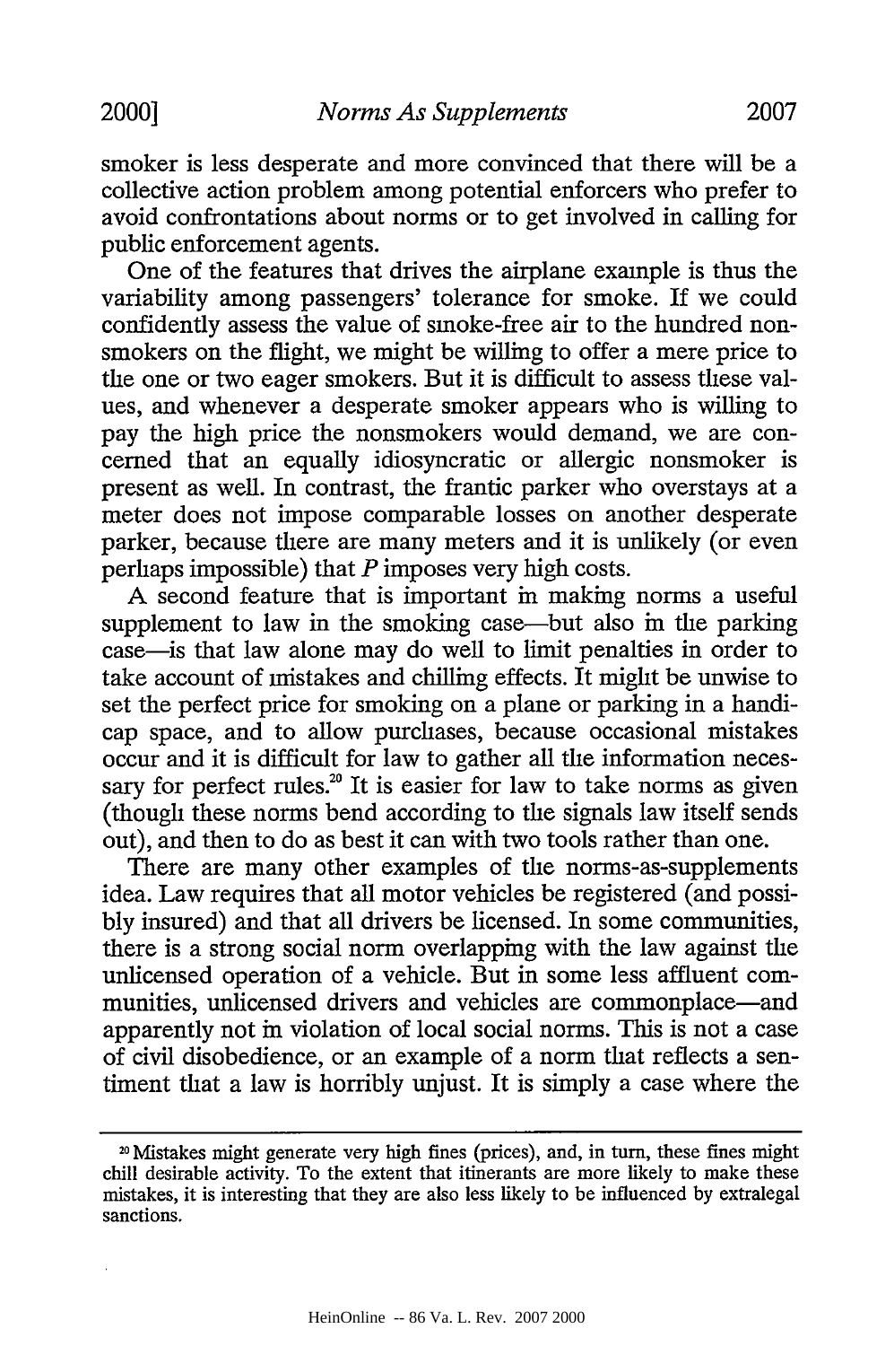smoker is less desperate and more convinced that there will be a collective action problem among potential enforcers who prefer to avoid confrontations about norms or to get involved in calling for public enforcement agents.

One of the features that drives the airplane example is thus the variability among passengers' tolerance for smoke. If we could confidently assess the value of smoke-free air to the hundred nonsmokers on the flight, we might be willing to offer a mere price to the one or two eager smokers. But it is difficult to assess these values, and whenever a desperate smoker appears who is willing to pay the high price the nonsmokers would demand, we are concerned that an equally idiosyncratic or allergic nonsmoker is present as well. In contrast, the frantic parker who overstays at a meter does not impose comparable losses on another desperate parker, because there are many meters and it is unlikely (or even perhaps impossible) that *P* imposes very high costs.

A second feature that is important in making norms a useful supplement to law in the smoking case—but also in the parking case—is that law alone may do well to limit penalties in order to take account of mistakes and chilling effects. It might be unwise to set the perfect price for smoking on a plane or parking in a handicap space, and to allow purchases, because occasional mistakes occur and it is difficult for law to gather all the information necessary for perfect rules.[20] It is easier for law to take norms as given (though these norms bend according to the signals law itself sends out), and then to do as best it can with two tools rather than one.

There are many other examples of the norms-as-supplements idea. Law requires that all motor vehicles be registered (and possibly insured) and that all drivers be licensed. In some communities, there is a strong social norm overlapping with the law against the unlicensed operation of a vehicle. But in some less affluent communities, unlicensed drivers and vehicles are commonplace—and apparently not in violation of local social norms. This is not a case of civil disobedience, or an example of a norm that reflects a sentiment that a law is horribly unjust. It is simply a case where the

---

[20] Mistakes might generate very high fines (prices), and, in turn, these fines might chill desirable activity. To the extent that itinerants are more likely to make these mistakes, it is interesting that they are also less likely to be influenced by extralegal sanctions.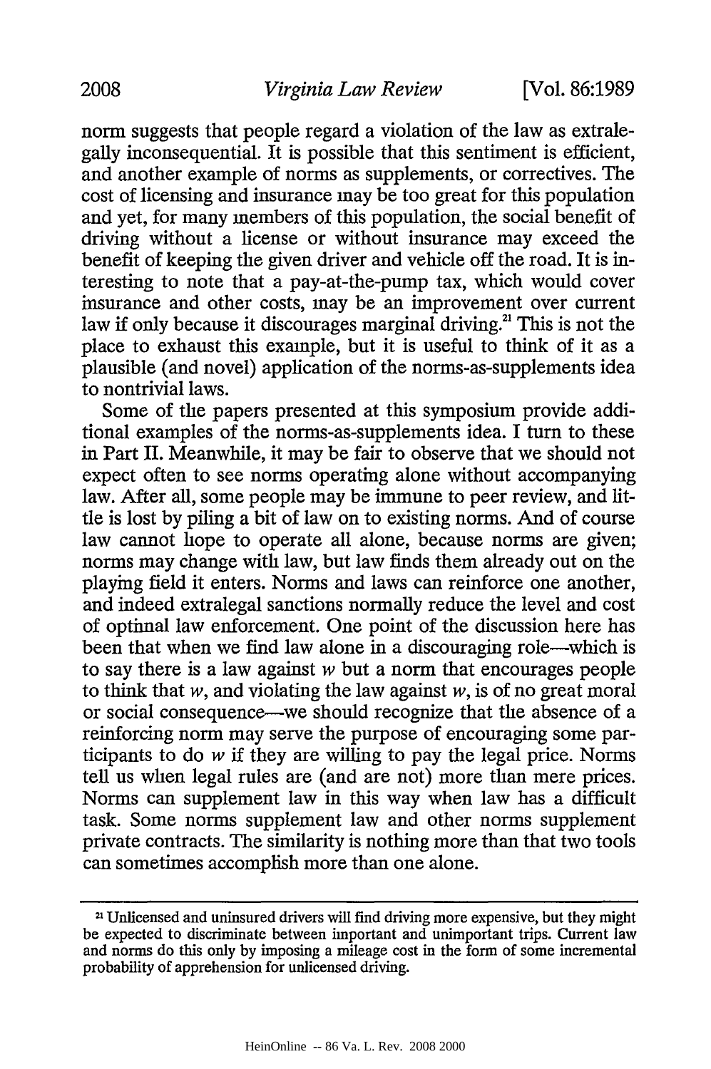norm suggests that people regard a violation of the law as extralegally inconsequential. It is possible that this sentiment is efficient, and another example of norms as supplements, or correctives. The cost of licensing and insurance may be too great for this population and yet, for many members of this population, the social benefit of driving without a license or without insurance may exceed the benefit of keeping the given driver and vehicle off the road. It is interesting to note that a pay-at-the-pump tax, which would cover insurance and other costs, may be an improvement over current law if only because it discourages marginal driving.[21] This is not the place to exhaust this example, but it is useful to think of it as a plausible (and novel) application of the norms-as-supplements idea to nontrivial laws.

Some of the papers presented at this symposium provide additional examples of the norms-as-supplements idea. I turn to these in Part II. Meanwhile, it may be fair to observe that we should not expect often to see norms operating alone without accompanying law. After all, some people may be immune to peer review, and little is lost by piling a bit of law on to existing norms. And of course law cannot hope to operate all alone, because norms are given; norms may change with law, but law finds them already out on the playing field it enters. Norms and laws can reinforce one another, and indeed extralegal sanctions normally reduce the level and cost of optimal law enforcement. One point of the discussion here has been that when we find law alone in a discouraging role—which is to say there is a law against *w* but a norm that encourages people to think that *w*, and violating the law against *w*, is of no great moral or social consequence—we should recognize that the absence of a reinforcing norm may serve the purpose of encouraging some participants to do *w* if they are willing to pay the legal price. Norms tell us when legal rules are (and are not) more than mere prices. Norms can supplement law in this way when law has a difficult task. Some norms supplement law and other norms supplement private contracts. The similarity is nothing more than that two tools can sometimes accomplish more than one alone.

---

[21] Unlicensed and uninsured drivers will find driving more expensive, but they might be expected to discriminate between important and unimportant trips. Current law and norms do this only by imposing a mileage cost in the form of some incremental probability of apprehension for unlicensed driving.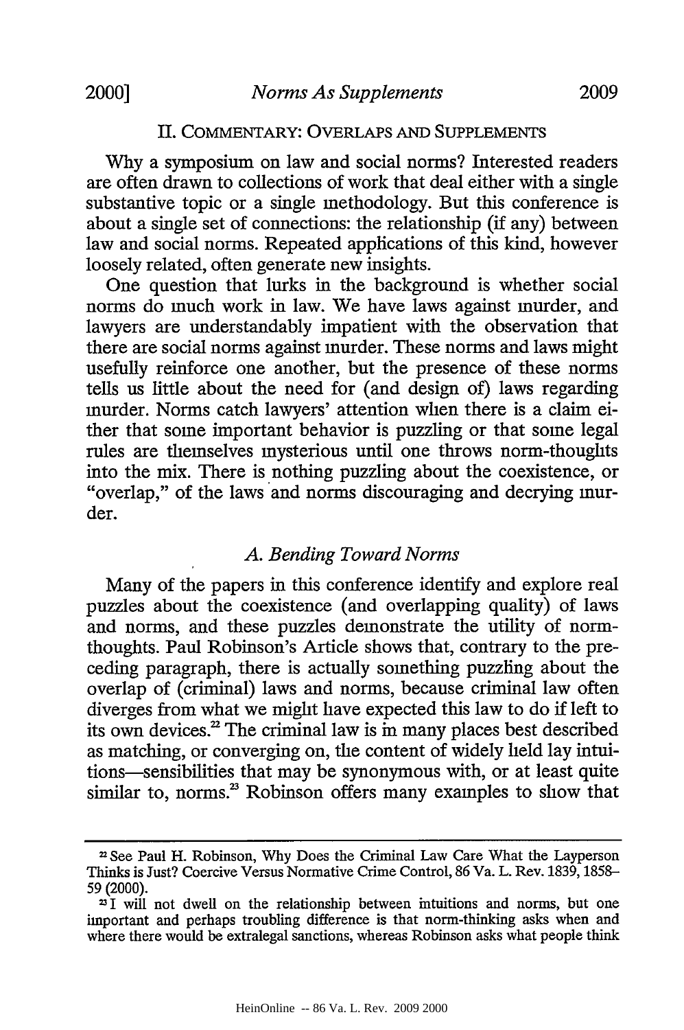## II. COMMENTARY: OVERLAPS AND SUPPLEMENTS

Why a symposium on law and social norms? Interested readers are often drawn to collections of work that deal either with a single substantive topic or a single methodology. But this conference is about a single set of connections: the relationship (if any) between law and social norms. Repeated applications of this kind, however loosely related, often generate new insights.

One question that lurks in the background is whether social norms do much work in law. We have laws against murder, and lawyers are understandably impatient with the observation that there are social norms against murder. These norms and laws might usefully reinforce one another, but the presence of these norms tells us little about the need for (and design of) laws regarding murder. Norms catch lawyers' attention when there is a claim either that some important behavior is puzzling or that some legal rules are themselves mysterious until one throws norm-thoughts into the mix. There is nothing puzzling about the coexistence, or "overlap," of the laws and norms discouraging and decrying murder.

### *A. Bending Toward Norms*

Many of the papers in this conference identify and explore real puzzles about the coexistence (and overlapping quality) of laws and norms, and these puzzles demonstrate the utility of norm-thoughts. Paul Robinson's Article shows that, contrary to the preceding paragraph, there is actually something puzzling about the overlap of (criminal) laws and norms, because criminal law often diverges from what we might have expected this law to do if left to its own devices.[22] The criminal law is in many places best described as matching, or converging on, the content of widely held lay intuitions—sensibilities that may be synonymous with, or at least quite similar to, norms.[23] Robinson offers many examples to show that

---

[22] See Paul H. Robinson, Why Does the Criminal Law Care What the Layperson Thinks is Just? Coercive Versus Normative Crime Control, 86 Va. L. Rev. 1839, 1858–59 (2000).

[23] I will not dwell on the relationship between intuitions and norms, but one important and perhaps troubling difference is that norm-thinking asks when and where there would be extralegal sanctions, whereas Robinson asks what people think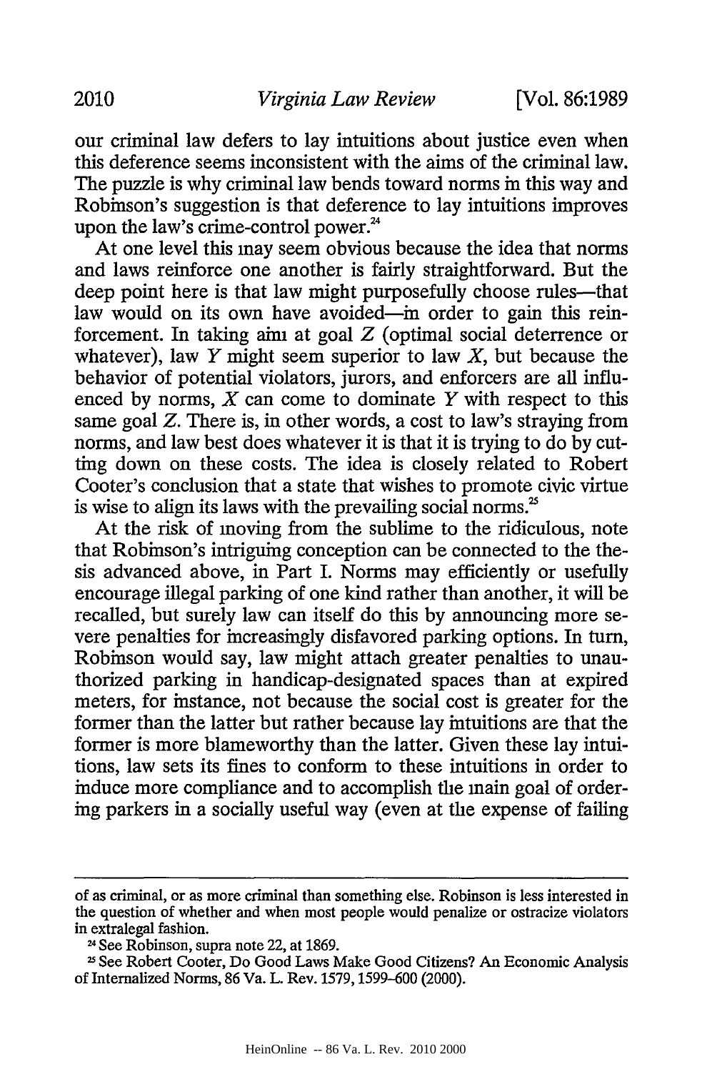our criminal law defers to lay intuitions about justice even when this deference seems inconsistent with the aims of the criminal law. The puzzle is why criminal law bends toward norms in this way and Robinson's suggestion is that deference to lay intuitions improves upon the law's crime-control power.[24]

At one level this may seem obvious because the idea that norms and laws reinforce one another is fairly straightforward. But the deep point here is that law might purposefully choose rules—that law would on its own have avoided—in order to gain this reinforcement. In taking aim at goal *Z* (optimal social deterrence or whatever), law *Y* might seem superior to law *X*, but because the behavior of potential violators, jurors, and enforcers are all influenced by norms, *X* can come to dominate *Y* with respect to this same goal *Z*. There is, in other words, a cost to law's straying from norms, and law best does whatever it is that it is trying to do by cutting down on these costs. The idea is closely related to Robert Cooter's conclusion that a state that wishes to promote civic virtue is wise to align its laws with the prevailing social norms.[25]

At the risk of moving from the sublime to the ridiculous, note that Robinson's intriguing conception can be connected to the thesis advanced above, in Part I. Norms may efficiently or usefully encourage illegal parking of one kind rather than another, it will be recalled, but surely law can itself do this by announcing more severe penalties for increasingly disfavored parking options. In turn, Robinson would say, law might attach greater penalties to unauthorized parking in handicap-designated spaces than at expired meters, for instance, not because the social cost is greater for the former than the latter but rather because lay intuitions are that the former is more blameworthy than the latter. Given these lay intuitions, law sets its fines to conform to these intuitions in order to induce more compliance and to accomplish the main goal of ordering parkers in a socially useful way (even at the expense of failing

---

of as criminal, or as more criminal than something else. Robinson is less interested in the question of whether and when most people would penalize or ostracize violators in extralegal fashion.

[24] See Robinson, supra note 22, at 1869.

[25] See Robert Cooter, Do Good Laws Make Good Citizens? An Economic Analysis of Internalized Norms, 86 Va. L. Rev. 1579, 1599–600 (2000).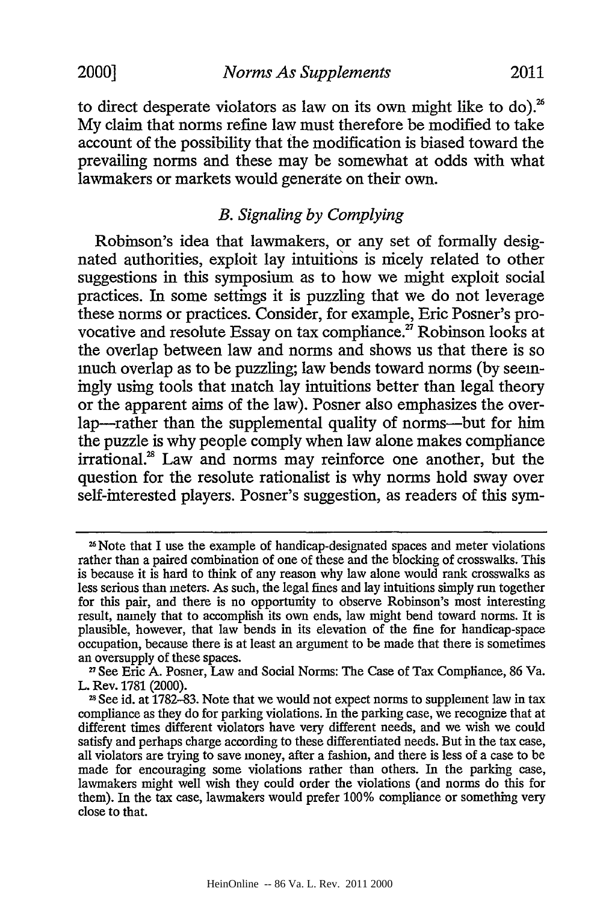to direct desperate violators as law on its own might like to do).[26] My claim that norms refine law must therefore be modified to take account of the possibility that the modification is biased toward the prevailing norms and these may be somewhat at odds with what lawmakers or markets would generate on their own.

### *B. Signaling by Complying*

Robinson's idea that lawmakers, or any set of formally designated authorities, exploit lay intuitions is nicely related to other suggestions in this symposium as to how we might exploit social practices. In some settings it is puzzling that we do not leverage these norms or practices. Consider, for example, Eric Posner's provocative and resolute Essay on tax compliance.[27] Robinson looks at the overlap between law and norms and shows us that there is so much overlap as to be puzzling; law bends toward norms (by seemingly using tools that match lay intuitions better than legal theory or the apparent aims of the law). Posner also emphasizes the overlap—rather than the supplemental quality of norms—but for him the puzzle is why people comply when law alone makes compliance irrational.[28] Law and norms may reinforce one another, but the question for the resolute rationalist is why norms hold sway over self-interested players. Posner's suggestion, as readers of this sym-

---

[26] Note that I use the example of handicap-designated spaces and meter violations rather than a paired combination of one of these and the blocking of crosswalks. This is because it is hard to think of any reason why law alone would rank crosswalks as less serious than meters. As such, the legal fines and lay intuitions simply run together for this pair, and there is no opportunity to observe Robinson's most interesting result, namely that to accomplish its own ends, law might bend toward norms. It is plausible, however, that law bends in its elevation of the fine for handicap-space occupation, because there is at least an argument to be made that there is sometimes an oversupply of these spaces.

[27] See Eric A. Posner, Law and Social Norms: The Case of Tax Compliance, 86 Va. L. Rev. 1781 (2000).

[28] See id. at 1782–83. Note that we would not expect norms to supplement law in tax compliance as they do for parking violations. In the parking case, we recognize that at different times different violators have very different needs, and we wish we could satisfy and perhaps charge according to these differentiated needs. But in the tax case, all violators are trying to save money, after a fashion, and there is less of a case to be made for encouraging some violations rather than others. In the parking case, lawmakers might well wish they could order the violations (and norms do this for them). In the tax case, lawmakers would prefer 100% compliance or something very close to that.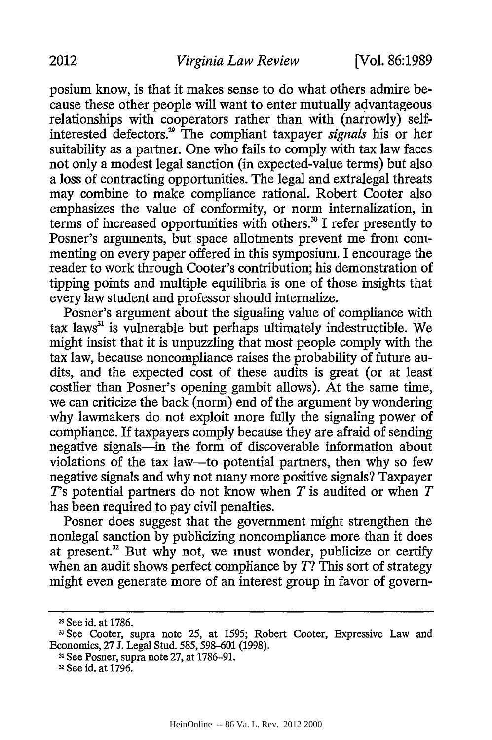posium know, is that it makes sense to do what others admire because these other people will want to enter mutually advantageous relationships with cooperators rather than with (narrowly) self-interested defectors.[29] The compliant taxpayer *signals* his or her suitability as a partner. One who fails to comply with tax law faces not only a modest legal sanction (in expected-value terms) but also a loss of contracting opportunities. The legal and extralegal threats may combine to make compliance rational. Robert Cooter also emphasizes the value of conformity, or norm internalization, in terms of increased opportunities with others.[30] I refer presently to Posner's arguments, but space allotments prevent me from commenting on every paper offered in this symposium. I encourage the reader to work through Cooter's contribution; his demonstration of tipping points and multiple equilibria is one of those insights that every law student and professor should internalize.

Posner's argument about the signaling value of compliance with tax laws[31] is vulnerable but perhaps ultimately indestructible. We might insist that it is unpuzzling that most people comply with the tax law, because noncompliance raises the probability of future audits, and the expected cost of these audits is great (or at least costlier than Posner's opening gambit allows). At the same time, we can criticize the back (norm) end of the argument by wondering why lawmakers do not exploit more fully the signaling power of compliance. If taxpayers comply because they are afraid of sending negative signals—in the form of discoverable information about violations of the tax law—to potential partners, then why so few negative signals and why not many more positive signals? Taxpayer *T*'s potential partners do not know when *T* is audited or when *T* has been required to pay civil penalties.

Posner does suggest that the government might strengthen the nonlegal sanction by publicizing noncompliance more than it does at present.[32] But why not, we must wonder, publicize or certify when an audit shows perfect compliance by *T*? This sort of strategy might even generate more of an interest group in favor of govern-

---

[29] See id. at 1786.

[30] See Cooter, supra note 25, at 1595; Robert Cooter, Expressive Law and Economics, 27 J. Legal Stud. 585, 598–601 (1998).

[31] See Posner, supra note 27, at 1786–91.

[32] See id. at 1796.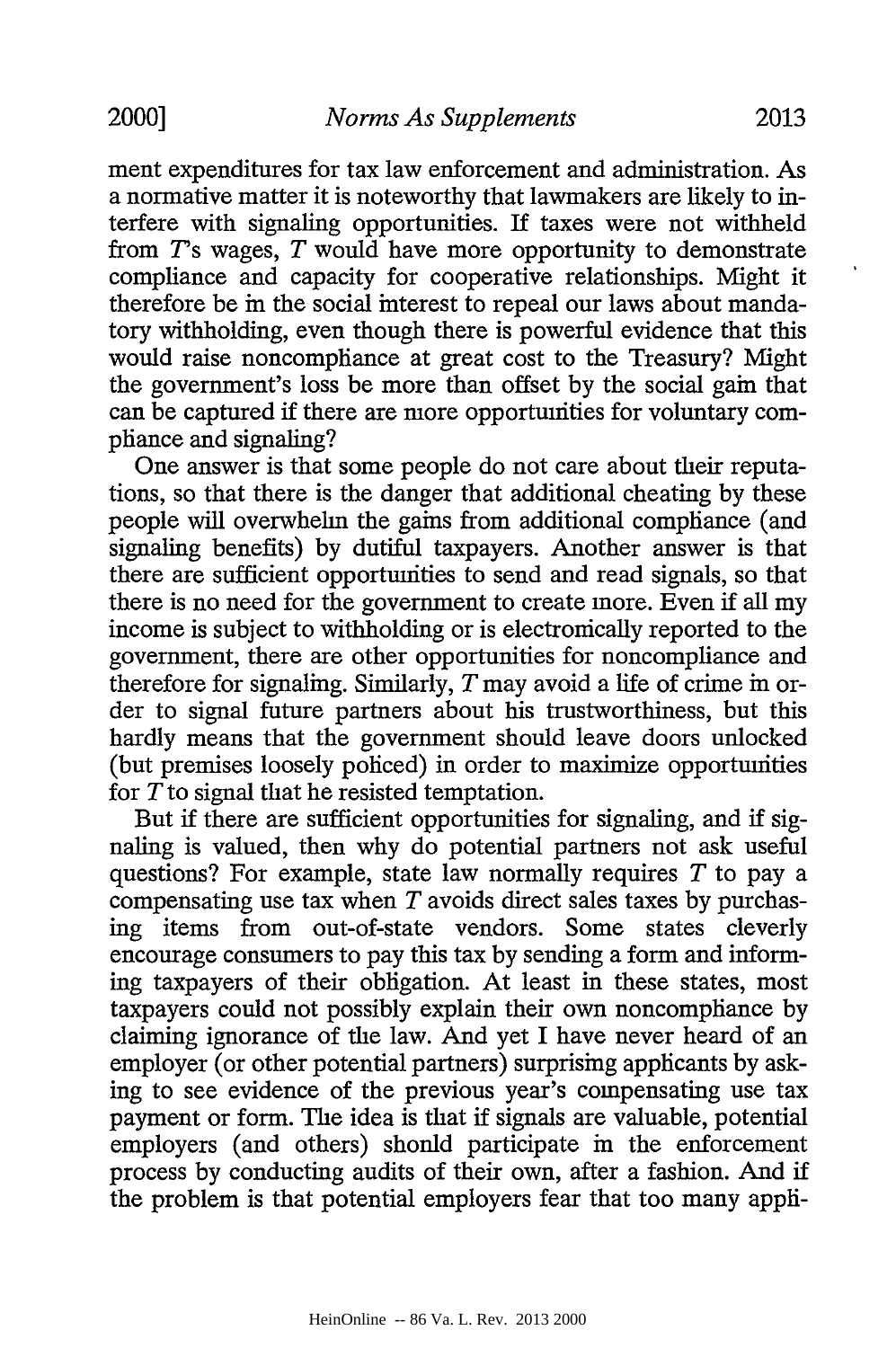ment expenditures for tax law enforcement and administration. As a normative matter it is noteworthy that lawmakers are likely to interfere with signaling opportunities. If taxes were not withheld from *T*'s wages, *T* would have more opportunity to demonstrate compliance and capacity for cooperative relationships. Might it therefore be in the social interest to repeal our laws about mandatory withholding, even though there is powerful evidence that this would raise noncompliance at great cost to the Treasury? Might the government's loss be more than offset by the social gain that can be captured if there are more opportunities for voluntary compliance and signaling?

One answer is that some people do not care about their reputations, so that there is the danger that additional cheating by these people will overwhelm the gains from additional compliance (and signaling benefits) by dutiful taxpayers. Another answer is that there are sufficient opportunities to send and read signals, so that there is no need for the government to create more. Even if all my income is subject to withholding or is electronically reported to the government, there are other opportunities for noncompliance and therefore for signaling. Similarly, *T* may avoid a life of crime in order to signal future partners about his trustworthiness, but this hardly means that the government should leave doors unlocked (but premises loosely policed) in order to maximize opportunities for *T* to signal that he resisted temptation.

But if there are sufficient opportunities for signaling, and if signaling is valued, then why do potential partners not ask useful questions? For example, state law normally requires *T* to pay a compensating use tax when *T* avoids direct sales taxes by purchasing items from out-of-state vendors. Some states cleverly encourage consumers to pay this tax by sending a form and informing taxpayers of their obligation. At least in these states, most taxpayers could not possibly explain their own noncompliance by claiming ignorance of the law. And yet I have never heard of an employer (or other potential partners) surprising applicants by asking to see evidence of the previous year's compensating use tax payment or form. The idea is that if signals are valuable, potential employers (and others) should participate in the enforcement process by conducting audits of their own, after a fashion. And if the problem is that potential employers fear that too many appli-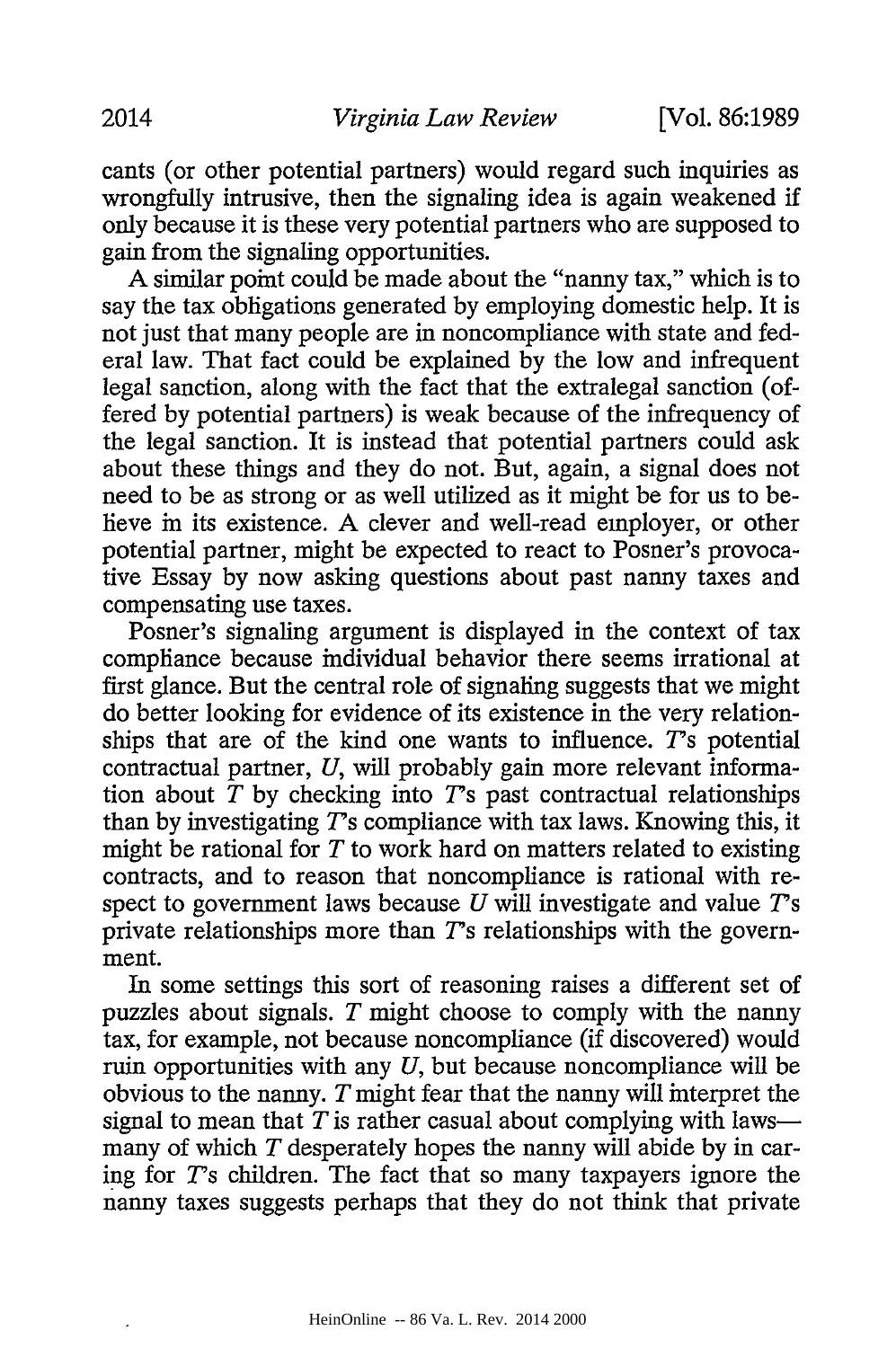cants (or other potential partners) would regard such inquiries as wrongfully intrusive, then the signaling idea is again weakened if only because it is these very potential partners who are supposed to gain from the signaling opportunities.

A similar point could be made about the "nanny tax," which is to say the tax obligations generated by employing domestic help. It is not just that many people are in noncompliance with state and federal law. That fact could be explained by the low and infrequent legal sanction, along with the fact that the extralegal sanction (offered by potential partners) is weak because of the infrequency of the legal sanction. It is instead that potential partners could ask about these things and they do not. But, again, a signal does not need to be as strong or as well utilized as it might be for us to believe in its existence. A clever and well-read employer, or other potential partner, might be expected to react to Posner's provocative Essay by now asking questions about past nanny taxes and compensating use taxes.

Posner's signaling argument is displayed in the context of tax compliance because individual behavior there seems irrational at first glance. But the central role of signaling suggests that we might do better looking for evidence of its existence in the very relationships that are of the kind one wants to influence. *T*'s potential contractual partner, *U*, will probably gain more relevant information about *T* by checking into *T*'s past contractual relationships than by investigating *T*'s compliance with tax laws. Knowing this, it might be rational for *T* to work hard on matters related to existing contracts, and to reason that noncompliance is rational with respect to government laws because *U* will investigate and value *T*'s private relationships more than *T*'s relationships with the government.

In some settings this sort of reasoning raises a different set of puzzles about signals. *T* might choose to comply with the nanny tax, for example, not because noncompliance (if discovered) would ruin opportunities with any *U*, but because noncompliance will be obvious to the nanny. *T* might fear that the nanny will interpret the signal to mean that *T* is rather casual about complying with laws—many of which *T* desperately hopes the nanny will abide by in caring for *T*'s children. The fact that so many taxpayers ignore the nanny taxes suggests perhaps that they do not think that private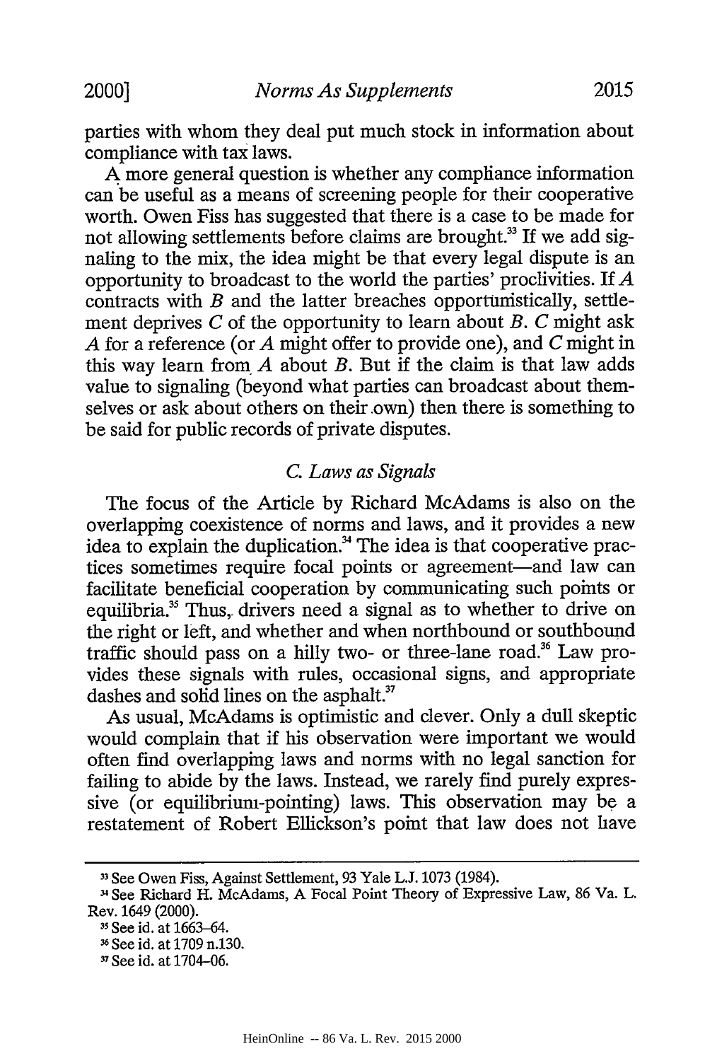parties with whom they deal put much stock in information about compliance with tax laws.

A more general question is whether any compliance information can be useful as a means of screening people for their cooperative worth. Owen Fiss has suggested that there is a case to be made for not allowing settlements before claims are brought.[33] If we add signaling to the mix, the idea might be that every legal dispute is an opportunity to broadcast to the world the parties' proclivities. If *A* contracts with *B* and the latter breaches opportunistically, settlement deprives *C* of the opportunity to learn about *B*. *C* might ask *A* for a reference (or *A* might offer to provide one), and *C* might in this way learn from *A* about *B*. But if the claim is that law adds value to signaling (beyond what parties can broadcast about themselves or ask about others on their own) then there is something to be said for public records of private disputes.

### *C. Laws as Signals*

The focus of the Article by Richard McAdams is also on the overlapping coexistence of norms and laws, and it provides a new idea to explain the duplication.[34] The idea is that cooperative practices sometimes require focal points or agreement—and law can facilitate beneficial cooperation by communicating such points or equilibria.[35] Thus, drivers need a signal as to whether to drive on the right or left, and whether and when northbound or southbound traffic should pass on a hilly two- or three-lane road.[36] Law provides these signals with rules, occasional signs, and appropriate dashes and solid lines on the asphalt.[37]

As usual, McAdams is optimistic and clever. Only a dull skeptic would complain that if his observation were important we would often find overlapping laws and norms with no legal sanction for failing to abide by the laws. Instead, we rarely find purely expressive (or equilibrium-pointing) laws. This observation may be a restatement of Robert Ellickson's point that law does not have

---

[33] See Owen Fiss, Against Settlement, 93 Yale L.J. 1073 (1984).

[34] See Richard H. McAdams, A Focal Point Theory of Expressive Law, 86 Va. L. Rev. 1649 (2000).

[35] See id. at 1663–64.

[36] See id. at 1709 n.130.

[37] See id. at 1704–06.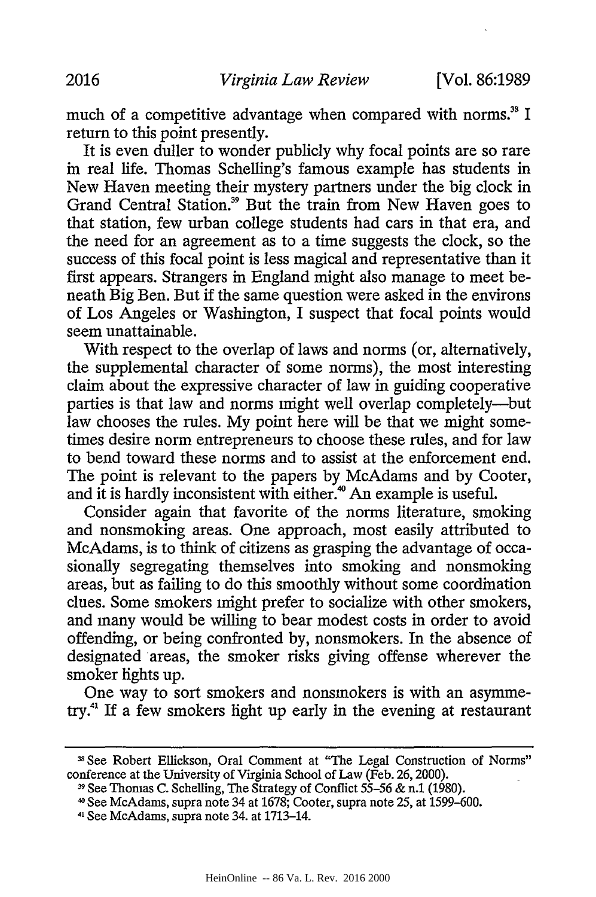much of a competitive advantage when compared with norms.[38] I return to this point presently.

It is even duller to wonder publicly why focal points are so rare in real life. Thomas Schelling's famous example has students in New Haven meeting their mystery partners under the big clock in Grand Central Station.[39] But the train from New Haven goes to that station, few urban college students had cars in that era, and the need for an agreement as to a time suggests the clock, so the success of this focal point is less magical and representative than it first appears. Strangers in England might also manage to meet beneath Big Ben. But if the same question were asked in the environs of Los Angeles or Washington, I suspect that focal points would seem unattainable.

With respect to the overlap of laws and norms (or, alternatively, the supplemental character of some norms), the most interesting claim about the expressive character of law in guiding cooperative parties is that law and norms might well overlap completely—but law chooses the rules. My point here will be that we might sometimes desire norm entrepreneurs to choose these rules, and for law to bend toward these norms and to assist at the enforcement end. The point is relevant to the papers by McAdams and by Cooter, and it is hardly inconsistent with either.[40] An example is useful.

Consider again that favorite of the norms literature, smoking and nonsmoking areas. One approach, most easily attributed to McAdams, is to think of citizens as grasping the advantage of occasionally segregating themselves into smoking and nonsmoking areas, but as failing to do this smoothly without some coordination clues. Some smokers might prefer to socialize with other smokers, and many would be willing to bear modest costs in order to avoid offending, or being confronted by, nonsmokers. In the absence of designated areas, the smoker risks giving offense wherever the smoker lights up.

One way to sort smokers and nonsmokers is with an asymmetry.[41] If a few smokers light up early in the evening at restaurant

---

[38] See Robert Ellickson, Oral Comment at "The Legal Construction of Norms" conference at the University of Virginia School of Law (Feb. 26, 2000).

[39] See Thomas C. Schelling, The Strategy of Conflict 55–56 & n.1 (1980).

[40] See McAdams, supra note 34 at 1678; Cooter, supra note 25, at 1599–600.

[41] See McAdams, supra note 34. at 1713–14.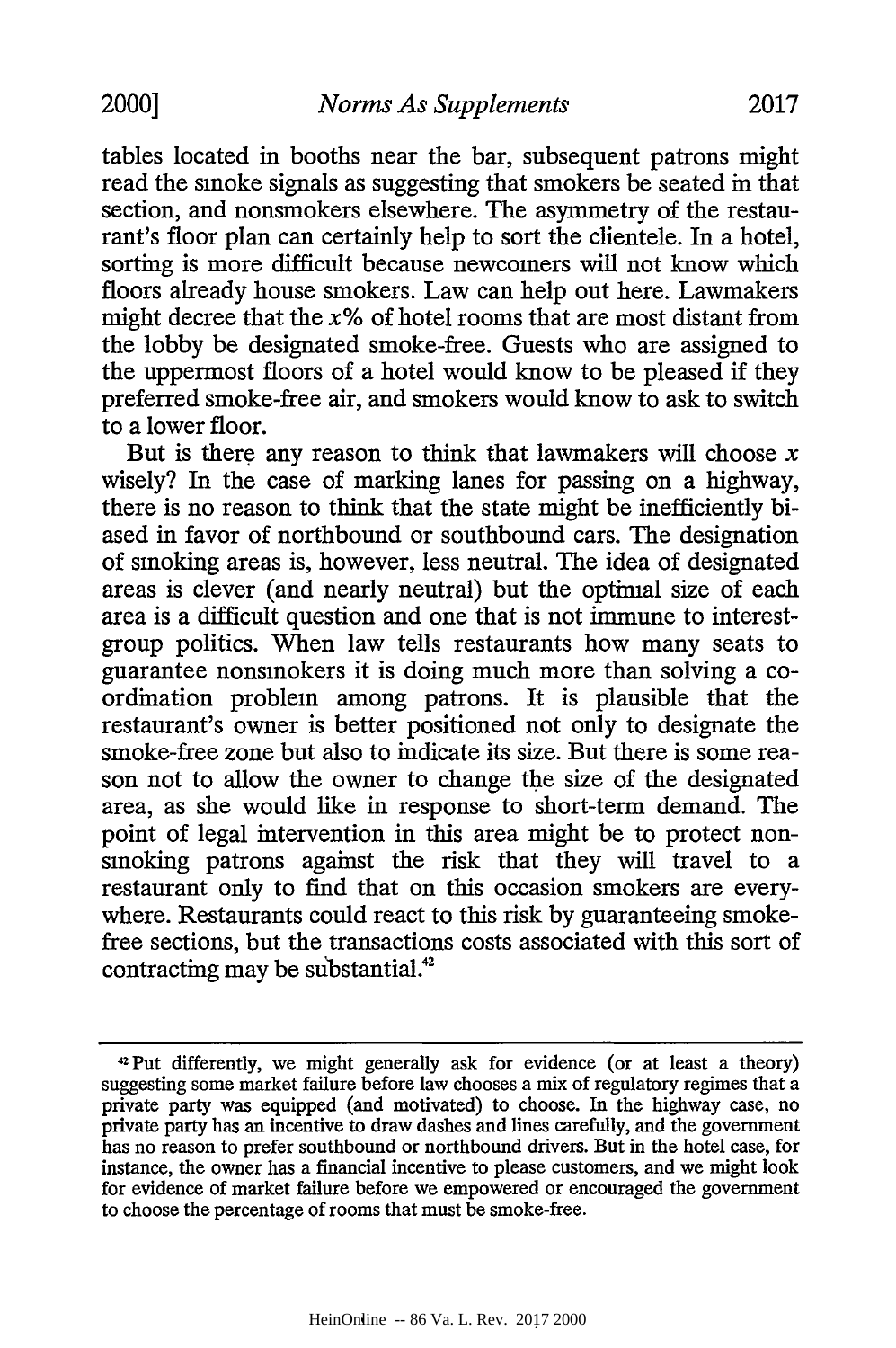tables located in booths near the bar, subsequent patrons might read the smoke signals as suggesting that smokers be seated in that section, and nonsmokers elsewhere. The asymmetry of the restaurant's floor plan can certainly help to sort the clientele. In a hotel, sorting is more difficult because newcomers will not know which floors already house smokers. Law can help out here. Lawmakers might decree that the $x$% of hotel rooms that are most distant from the lobby be designated smoke-free. Guests who are assigned to the uppermost floors of a hotel would know to be pleased if they preferred smoke-free air, and smokers would know to ask to switch to a lower floor.

But is there any reason to think that lawmakers will choose $x$ wisely? In the case of marking lanes for passing on a highway, there is no reason to think that the state might be inefficiently biased in favor of northbound or southbound cars. The designation of smoking areas is, however, less neutral. The idea of designated areas is clever (and nearly neutral) but the optimal size of each area is a difficult question and one that is not immune to interest-group politics. When law tells restaurants how many seats to guarantee nonsmokers it is doing much more than solving a coordination problem among patrons. It is plausible that the restaurant's owner is better positioned not only to designate the smoke-free zone but also to indicate its size. But there is some reason not to allow the owner to change the size of the designated area, as she would like in response to short-term demand. The point of legal intervention in this area might be to protect nonsmoking patrons against the risk that they will travel to a restaurant only to find that on this occasion smokers are everywhere. Restaurants could react to this risk by guaranteeing smoke-free sections, but the transactions costs associated with this sort of contracting may be substantial.[42]

---

[42] Put differently, we might generally ask for evidence (or at least a theory) suggesting some market failure before law chooses a mix of regulatory regimes that a private party was equipped (and motivated) to choose. In the highway case, no private party has an incentive to draw dashes and lines carefully, and the government has no reason to prefer southbound or northbound drivers. But in the hotel case, for instance, the owner has a financial incentive to please customers, and we might look for evidence of market failure before we empowered or encouraged the government to choose the percentage of rooms that must be smoke-free.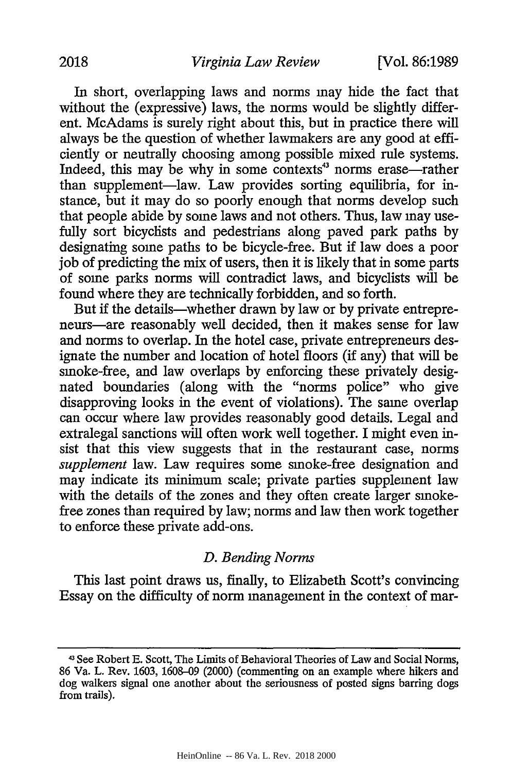In short, overlapping laws and norms may hide the fact that without the (expressive) laws, the norms would be slightly different. McAdams is surely right about this, but in practice there will always be the question of whether lawmakers are any good at efficiently or neutrally choosing among possible mixed rule systems. Indeed, this may be why in some contexts[43] norms erase—rather than supplement—law. Law provides sorting equilibria, for instance, but it may do so poorly enough that norms develop such that people abide by some laws and not others. Thus, law may usefully sort bicyclists and pedestrians along paved park paths by designating some paths to be bicycle-free. But if law does a poor job of predicting the mix of users, then it is likely that in some parts of some parks norms will contradict laws, and bicyclists will be found where they are technically forbidden, and so forth.

But if the details—whether drawn by law or by private entrepreneurs—are reasonably well decided, then it makes sense for law and norms to overlap. In the hotel case, private entrepreneurs designate the number and location of hotel floors (if any) that will be smoke-free, and law overlaps by enforcing these privately designated boundaries (along with the "norms police" who give disapproving looks in the event of violations). The same overlap can occur where law provides reasonably good details. Legal and extralegal sanctions will often work well together. I might even insist that this view suggests that in the restaurant case, norms *supplement* law. Law requires some smoke-free designation and may indicate its minimum scale; private parties supplement law with the details of the zones and they often create larger smoke-free zones than required by law; norms and law then work together to enforce these private add-ons.

### *D. Bending Norms*

This last point draws us, finally, to Elizabeth Scott's convincing Essay on the difficulty of norm management in the context of mar-

---

[43] See Robert E. Scott, The Limits of Behavioral Theories of Law and Social Norms, 86 Va. L. Rev. 1603, 1608–09 (2000) (commenting on an example where hikers and dog walkers signal one another about the seriousness of posted signs barring dogs from trails).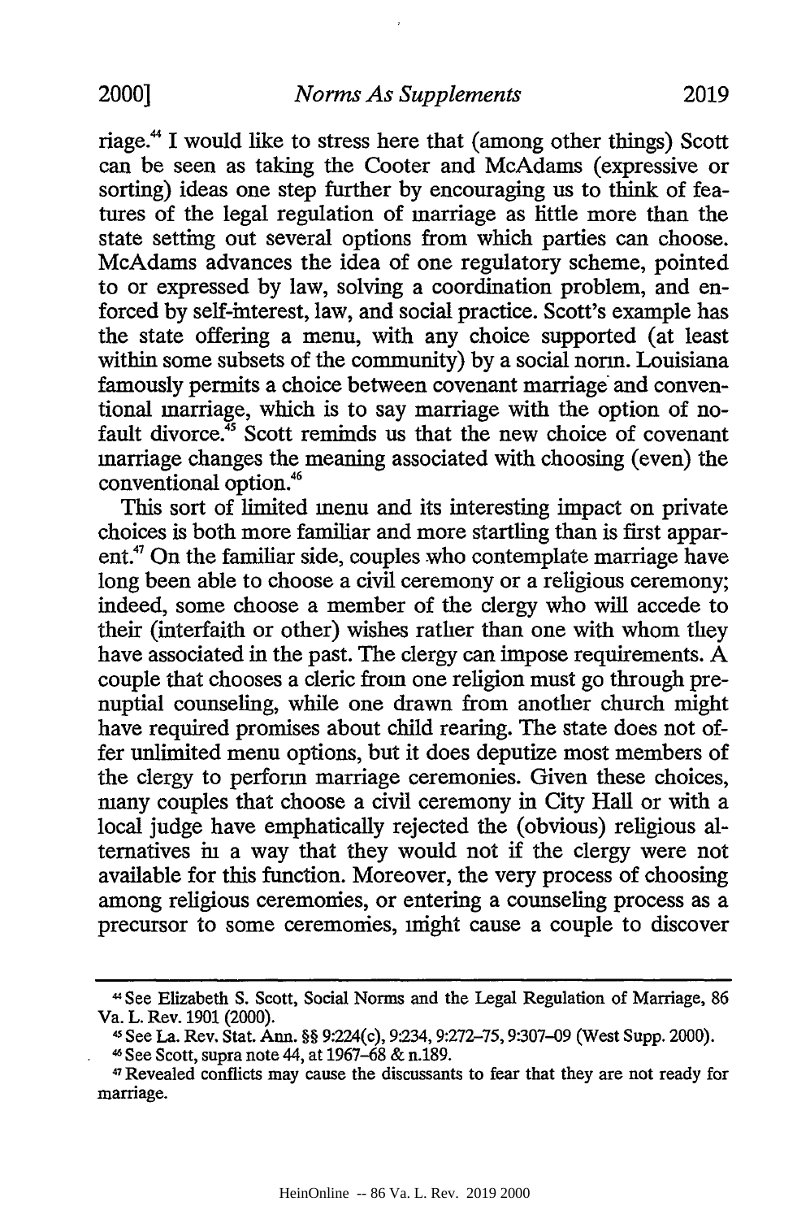riage.[44] I would like to stress here that (among other things) Scott can be seen as taking the Cooter and McAdams (expressive or sorting) ideas one step further by encouraging us to think of features of the legal regulation of marriage as little more than the state setting out several options from which parties can choose. McAdams advances the idea of one regulatory scheme, pointed to or expressed by law, solving a coordination problem, and enforced by self-interest, law, and social practice. Scott's example has the state offering a menu, with any choice supported (at least within some subsets of the community) by a social norm. Louisiana famously permits a choice between covenant marriage and conventional marriage, which is to say marriage with the option of no-fault divorce.[45] Scott reminds us that the new choice of covenant marriage changes the meaning associated with choosing (even) the conventional option.[46]

This sort of limited menu and its interesting impact on private choices is both more familiar and more startling than is first apparent.[47] On the familiar side, couples who contemplate marriage have long been able to choose a civil ceremony or a religious ceremony; indeed, some choose a member of the clergy who will accede to their (interfaith or other) wishes rather than one with whom they have associated in the past. The clergy can impose requirements. A couple that chooses a cleric from one religion must go through prenuptial counseling, while one drawn from another church might have required promises about child rearing. The state does not offer unlimited menu options, but it does deputize most members of the clergy to perform marriage ceremonies. Given these choices, many couples that choose a civil ceremony in City Hall or with a local judge have emphatically rejected the (obvious) religious alternatives in a way that they would not if the clergy were not available for this function. Moreover, the very process of choosing among religious ceremonies, or entering a counseling process as a precursor to some ceremonies, might cause a couple to discover

---

[44] See Elizabeth S. Scott, Social Norms and the Legal Regulation of Marriage, 86 Va. L. Rev. 1901 (2000).

[45] See La. Rev. Stat. Ann. §§ 9:224(c), 9:234, 9:272–75, 9:307–09 (West Supp. 2000).

[46] See Scott, supra note 44, at 1967–68 & n.189.

[47] Revealed conflicts may cause the discussants to fear that they are not ready for marriage.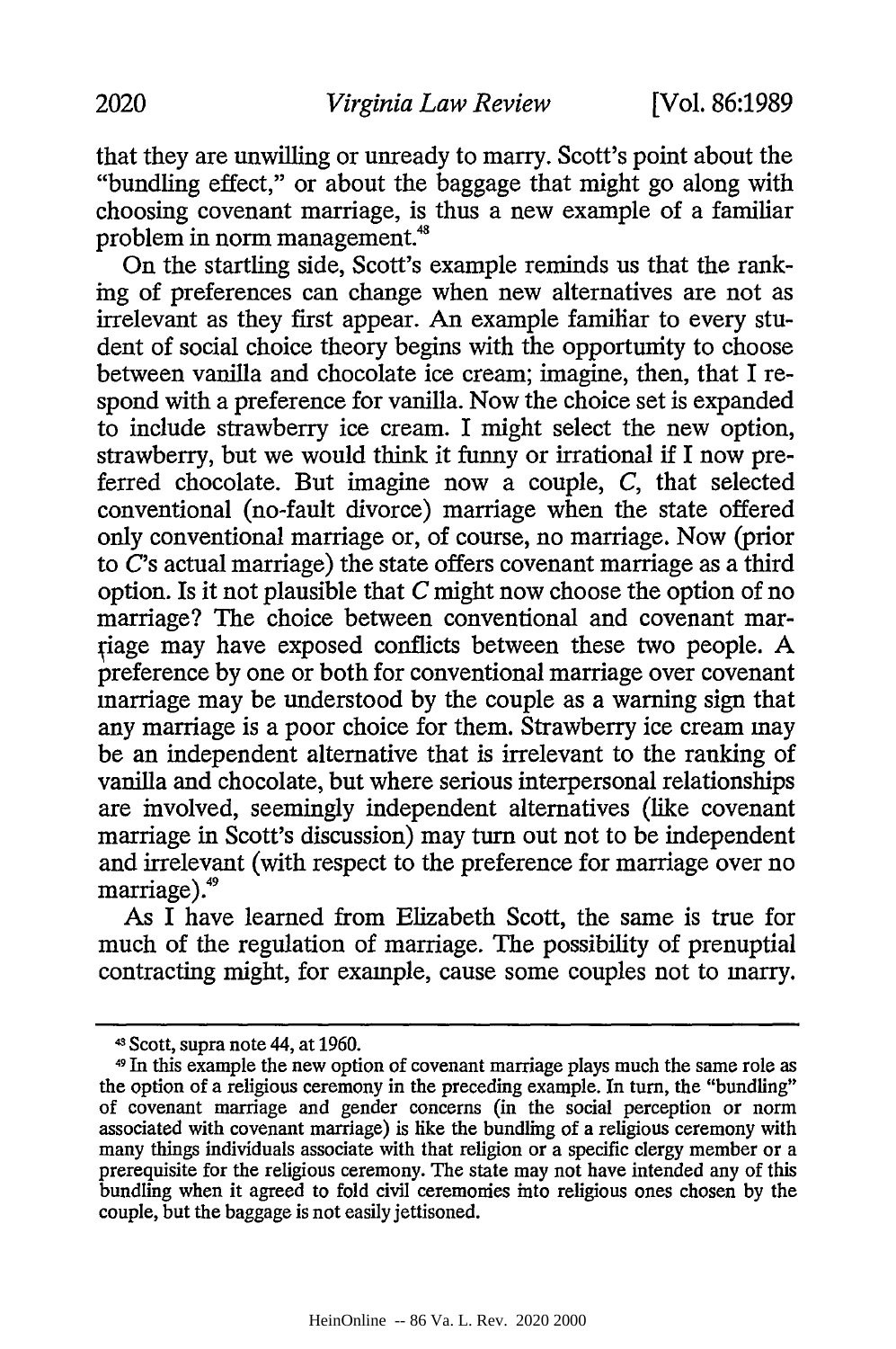that they are unwilling or unready to marry. Scott's point about the "bundling effect," or about the baggage that might go along with choosing covenant marriage, is thus a new example of a familiar problem in norm management.[48]

On the startling side, Scott's example reminds us that the ranking of preferences can change when new alternatives are not as irrelevant as they first appear. An example familiar to every student of social choice theory begins with the opportunity to choose between vanilla and chocolate ice cream; imagine, then, that I respond with a preference for vanilla. Now the choice set is expanded to include strawberry ice cream. I might select the new option, strawberry, but we would think it funny or irrational if I now preferred chocolate. But imagine now a couple, *C*, that selected conventional (no-fault divorce) marriage when the state offered only conventional marriage or, of course, no marriage. Now (prior to *C*'s actual marriage) the state offers covenant marriage as a third option. Is it not plausible that *C* might now choose the option of no marriage? The choice between conventional and covenant marriage may have exposed conflicts between these two people. A preference by one or both for conventional marriage over covenant marriage may be understood by the couple as a warning sign that any marriage is a poor choice for them. Strawberry ice cream may be an independent alternative that is irrelevant to the ranking of vanilla and chocolate, but where serious interpersonal relationships are involved, seemingly independent alternatives (like covenant marriage in Scott's discussion) may turn out not to be independent and irrelevant (with respect to the preference for marriage over no marriage).[49]

As I have learned from Elizabeth Scott, the same is true for much of the regulation of marriage. The possibility of prenuptial contracting might, for example, cause some couples not to marry.

---

[48] Scott, supra note 44, at 1960.

[49] In this example the new option of covenant marriage plays much the same role as the option of a religious ceremony in the preceding example. In turn, the "bundling" of covenant marriage and gender concerns (in the social perception or norm associated with covenant marriage) is like the bundling of a religious ceremony with many things individuals associate with that religion or a specific clergy member or a prerequisite for the religious ceremony. The state may not have intended any of this bundling when it agreed to fold civil ceremonies into religious ones chosen by the couple, but the baggage is not easily jettisoned.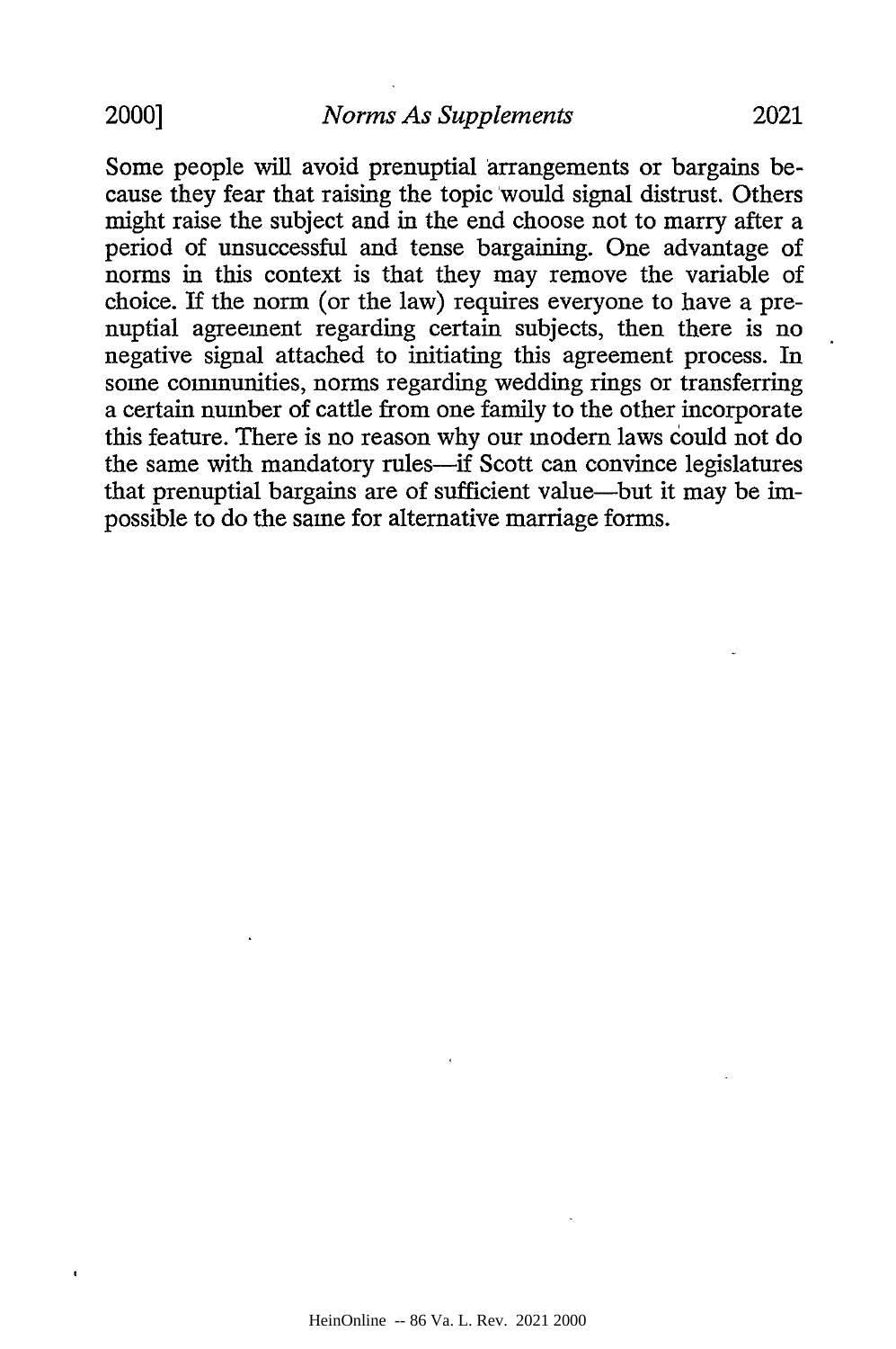Some people will avoid prenuptial arrangements or bargains because they fear that raising the topic would signal distrust. Others might raise the subject and in the end choose not to marry after a period of unsuccessful and tense bargaining. One advantage of norms in this context is that they may remove the variable of choice. If the norm (or the law) requires everyone to have a prenuptial agreement regarding certain subjects, then there is no negative signal attached to initiating this agreement process. In some communities, norms regarding wedding rings or transferring a certain number of cattle from one family to the other incorporate this feature. There is no reason why our modern laws could not do the same with mandatory rules—if Scott can convince legislatures that prenuptial bargains are of sufficient value—but it may be impossible to do the same for alternative marriage forms.